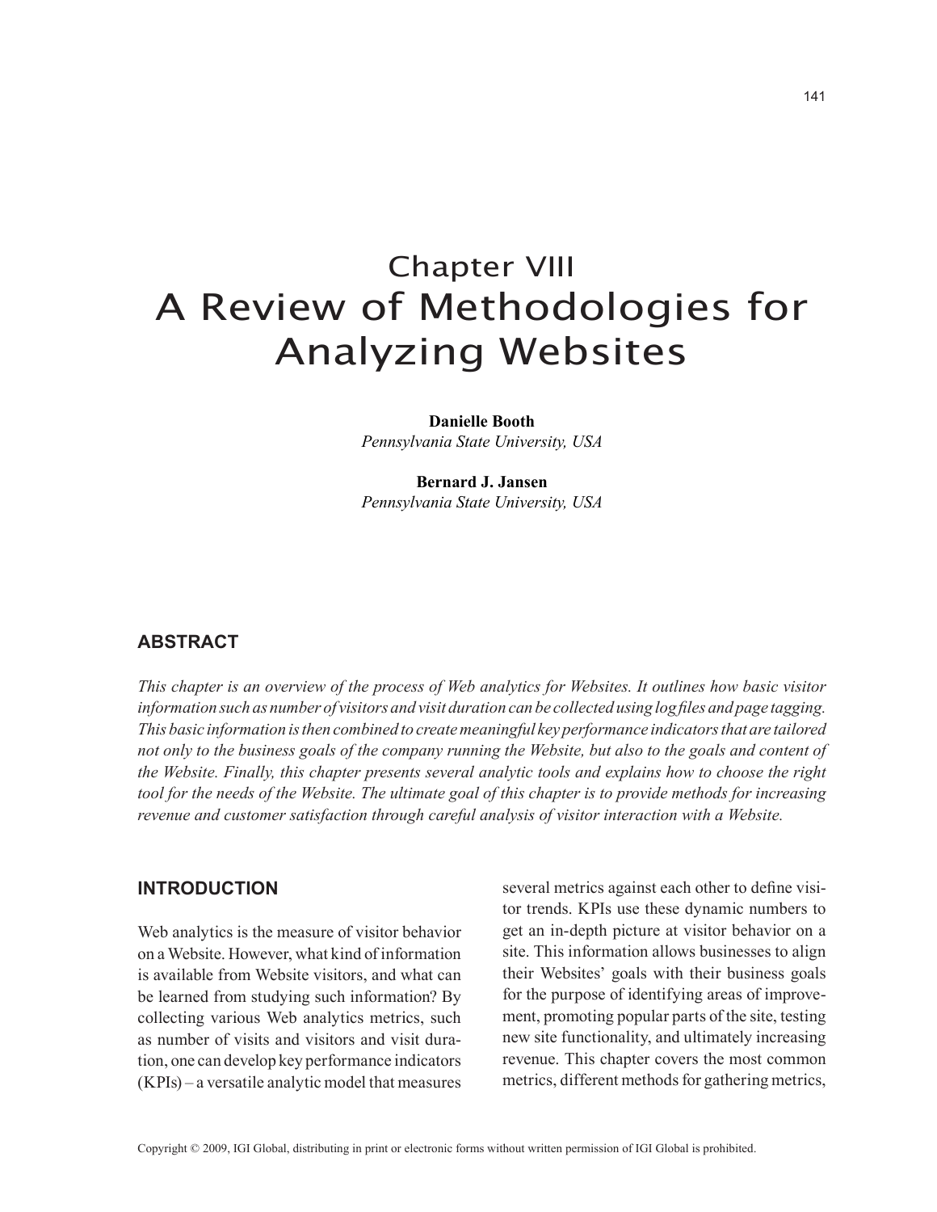# Chapter VIII
# A Review of Methodologies for Analyzing Websites

**Danielle Booth**
*Pennsylvania State University, USA*

**Bernard J. Jansen**
*Pennsylvania State University, USA*

## ABSTRACT

*This chapter is an overview of the process of Web analytics for Websites. It outlines how basic visitor information such as number of visitors and visit duration can be collected using log files and page tagging. This basic information is then combined to create meaningful key performance indicators that are tailored not only to the business goals of the company running the Website, but also to the goals and content of the Website. Finally, this chapter presents several analytic tools and explains how to choose the right tool for the needs of the Website. The ultimate goal of this chapter is to provide methods for increasing revenue and customer satisfaction through careful analysis of visitor interaction with a Website.*

## INTRODUCTION

Web analytics is the measure of visitor behavior on a Website. However, what kind of information is available from Website visitors, and what can be learned from studying such information? By collecting various Web analytics metrics, such as number of visits and visitors and visit duration, one can develop key performance indicators (KPIs) – a versatile analytic model that measures several metrics against each other to define visitor trends. KPIs use these dynamic numbers to get an in-depth picture at visitor behavior on a site. This information allows businesses to align their Websites' goals with their business goals for the purpose of identifying areas of improvement, promoting popular parts of the site, testing new site functionality, and ultimately increasing revenue. This chapter covers the most common metrics, different methods for gathering metrics,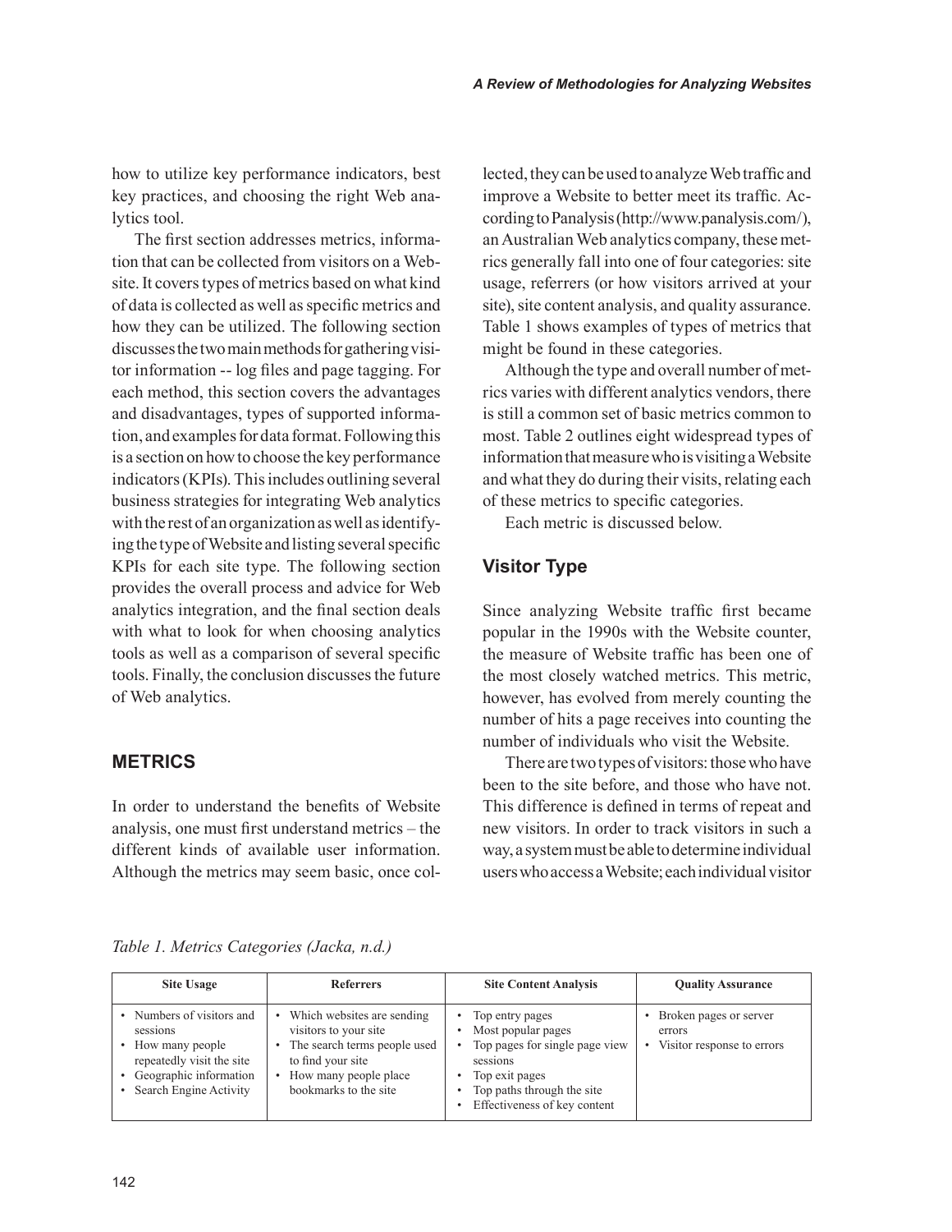how to utilize key performance indicators, best key practices, and choosing the right Web analytics tool.

The first section addresses metrics, information that can be collected from visitors on a Website. It covers types of metrics based on what kind of data is collected as well as specific metrics and how they can be utilized. The following section discusses the two main methods for gathering visitor information -- log files and page tagging. For each method, this section covers the advantages and disadvantages, types of supported information, and examples for data format. Following this is a section on how to choose the key performance indicators (KPIs). This includes outlining several business strategies for integrating Web analytics with the rest of an organization as well as identifying the type of Website and listing several specific KPIs for each site type. The following section provides the overall process and advice for Web analytics integration, and the final section deals with what to look for when choosing analytics tools as well as a comparison of several specific tools. Finally, the conclusion discusses the future of Web analytics.

## METRICS

In order to understand the benefits of Website analysis, one must first understand metrics – the different kinds of available user information. Although the metrics may seem basic, once collected, they can be used to analyze Web traffic and improve a Website to better meet its traffic. According to Panalysis (http://www.panalysis.com/), an Australian Web analytics company, these metrics generally fall into one of four categories: site usage, referrers (or how visitors arrived at your site), site content analysis, and quality assurance. Table 1 shows examples of types of metrics that might be found in these categories.

Although the type and overall number of metrics varies with different analytics vendors, there is still a common set of basic metrics common to most. Table 2 outlines eight widespread types of information that measure who is visiting a Website and what they do during their visits, relating each of these metrics to specific categories.

Each metric is discussed below.

### Visitor Type

Since analyzing Website traffic first became popular in the 1990s with the Website counter, the measure of Website traffic has been one of the most closely watched metrics. This metric, however, has evolved from merely counting the number of hits a page receives into counting the number of individuals who visit the Website.

There are two types of visitors: those who have been to the site before, and those who have not. This difference is defined in terms of repeat and new visitors. In order to track visitors in such a way, a system must be able to determine individual users who access a Website; each individual visitor

*Table 1. Metrics Categories (Jacka, n.d.)*

| Site Usage | Referrers | Site Content Analysis | Quality Assurance |
|---|---|---|---|
| • Numbers of visitors and sessions<br>• How many people repeatedly visit the site<br>• Geographic information<br>• Search Engine Activity | • Which websites are sending visitors to your site<br>• The search terms people used to find your site<br>• How many people place bookmarks to the site | • Top entry pages<br>• Most popular pages<br>• Top pages for single page view sessions<br>• Top exit pages<br>• Top paths through the site<br>• Effectiveness of key content | • Broken pages or server errors<br>• Visitor response to errors |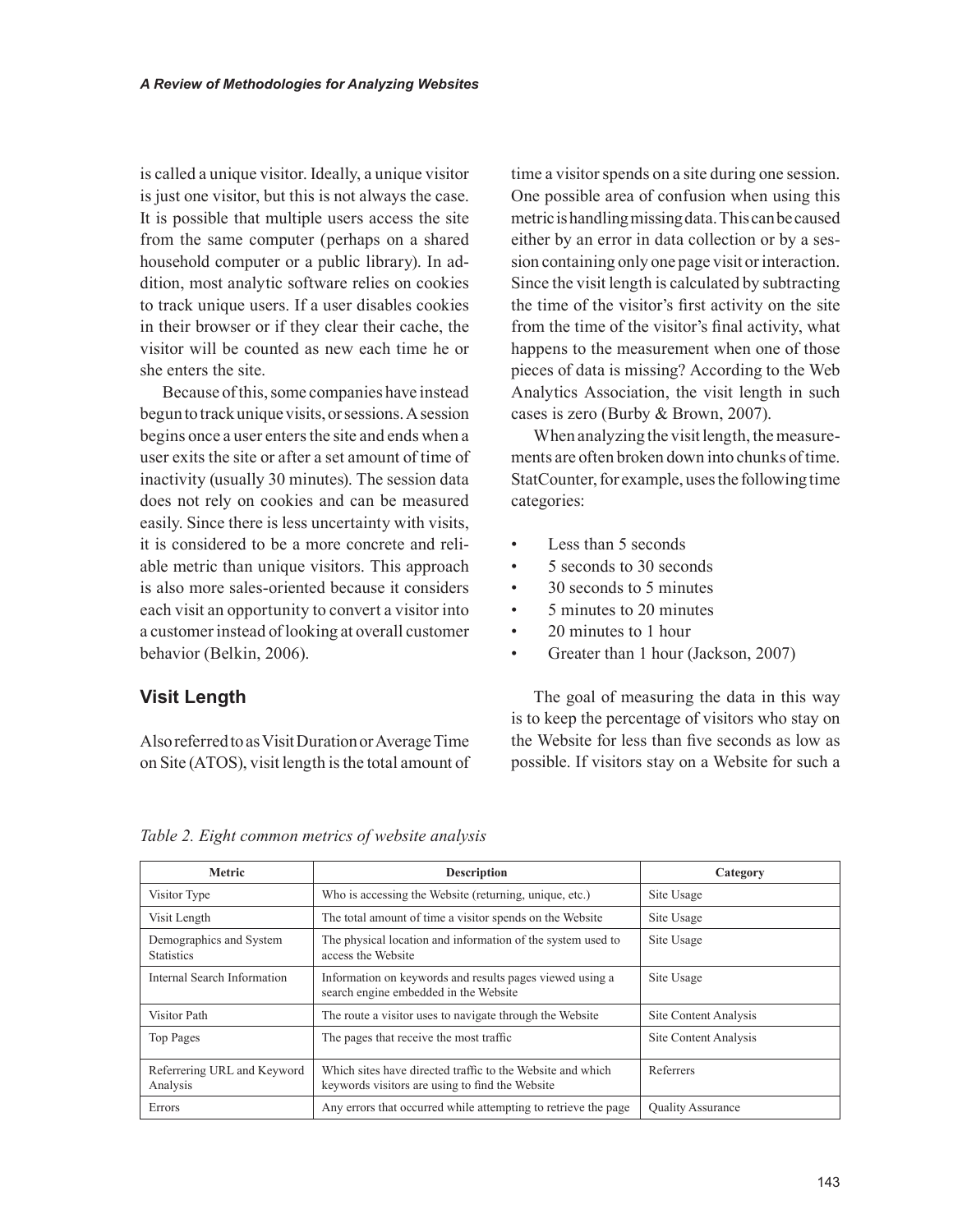is called a unique visitor. Ideally, a unique visitor is just one visitor, but this is not always the case. It is possible that multiple users access the site from the same computer (perhaps on a shared household computer or a public library). In addition, most analytic software relies on cookies to track unique users. If a user disables cookies in their browser or if they clear their cache, the visitor will be counted as new each time he or she enters the site.

Because of this, some companies have instead begun to track unique visits, or sessions. A session begins once a user enters the site and ends when a user exits the site or after a set amount of time of inactivity (usually 30 minutes). The session data does not rely on cookies and can be measured easily. Since there is less uncertainty with visits, it is considered to be a more concrete and reliable metric than unique visitors. This approach is also more sales-oriented because it considers each visit an opportunity to convert a visitor into a customer instead of looking at overall customer behavior (Belkin, 2006).

## Visit Length

Also referred to as Visit Duration or Average Time on Site (ATOS), visit length is the total amount of time a visitor spends on a site during one session. One possible area of confusion when using this metric is handling missing data. This can be caused either by an error in data collection or by a session containing only one page visit or interaction. Since the visit length is calculated by subtracting the time of the visitor's first activity on the site from the time of the visitor's final activity, what happens to the measurement when one of those pieces of data is missing? According to the Web Analytics Association, the visit length in such cases is zero (Burby & Brown, 2007).

When analyzing the visit length, the measurements are often broken down into chunks of time. StatCounter, for example, uses the following time categories:

- Less than 5 seconds
- 5 seconds to 30 seconds
- 30 seconds to 5 minutes
- 5 minutes to 20 minutes
- 20 minutes to 1 hour
- Greater than 1 hour (Jackson, 2007)

The goal of measuring the data in this way is to keep the percentage of visitors who stay on the Website for less than five seconds as low as possible. If visitors stay on a Website for such a

*Table 2. Eight common metrics of website analysis*

| Metric | Description | Category |
|---|---|---|
| Visitor Type | Who is accessing the Website (returning, unique, etc.) | Site Usage |
| Visit Length | The total amount of time a visitor spends on the Website | Site Usage |
| Demographics and System Statistics | The physical location and information of the system used to access the Website | Site Usage |
| Internal Search Information | Information on keywords and results pages viewed using a search engine embedded in the Website | Site Usage |
| Visitor Path | The route a visitor uses to navigate through the Website | Site Content Analysis |
| Top Pages | The pages that receive the most traffic | Site Content Analysis |
| Referrering URL and Keyword Analysis | Which sites have directed traffic to the Website and which keywords visitors are using to find the Website | Referrers |
| Errors | Any errors that occurred while attempting to retrieve the page | Quality Assurance |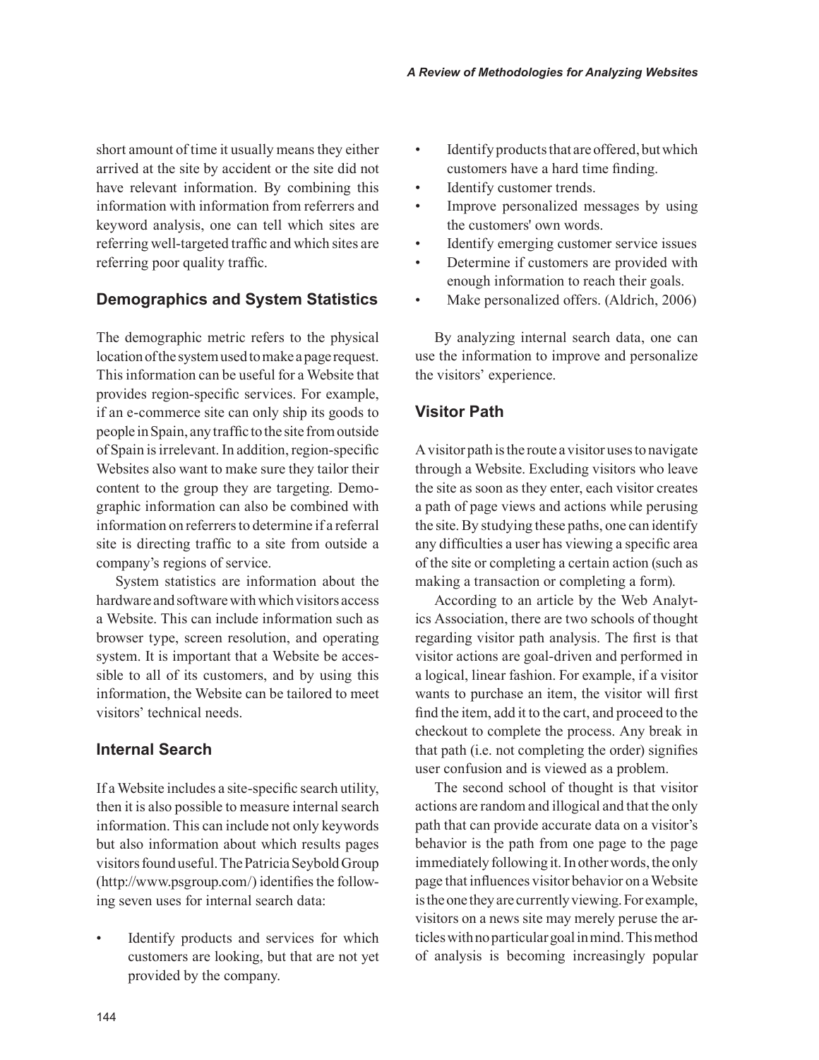short amount of time it usually means they either arrived at the site by accident or the site did not have relevant information. By combining this information with information from referrers and keyword analysis, one can tell which sites are referring well-targeted traffic and which sites are referring poor quality traffic.

## Demographics and System Statistics

The demographic metric refers to the physical location of the system used to make a page request. This information can be useful for a Website that provides region-specific services. For example, if an e-commerce site can only ship its goods to people in Spain, any traffic to the site from outside of Spain is irrelevant. In addition, region-specific Websites also want to make sure they tailor their content to the group they are targeting. Demographic information can also be combined with information on referrers to determine if a referral site is directing traffic to a site from outside a company's regions of service.

System statistics are information about the hardware and software with which visitors access a Website. This can include information such as browser type, screen resolution, and operating system. It is important that a Website be accessible to all of its customers, and by using this information, the Website can be tailored to meet visitors' technical needs.

## Internal Search

If a Website includes a site-specific search utility, then it is also possible to measure internal search information. This can include not only keywords but also information about which results pages visitors found useful. The Patricia Seybold Group (http://www.psgroup.com/) identifies the following seven uses for internal search data:

- Identify products and services for which customers are looking, but that are not yet provided by the company.
- Identify products that are offered, but which customers have a hard time finding.
- Identify customer trends.
- Improve personalized messages by using the customers' own words.
- Identify emerging customer service issues
- Determine if customers are provided with enough information to reach their goals.
- Make personalized offers. (Aldrich, 2006)

By analyzing internal search data, one can use the information to improve and personalize the visitors' experience.

## Visitor Path

A visitor path is the route a visitor uses to navigate through a Website. Excluding visitors who leave the site as soon as they enter, each visitor creates a path of page views and actions while perusing the site. By studying these paths, one can identify any difficulties a user has viewing a specific area of the site or completing a certain action (such as making a transaction or completing a form).

According to an article by the Web Analytics Association, there are two schools of thought regarding visitor path analysis. The first is that visitor actions are goal-driven and performed in a logical, linear fashion. For example, if a visitor wants to purchase an item, the visitor will first find the item, add it to the cart, and proceed to the checkout to complete the process. Any break in that path (i.e. not completing the order) signifies user confusion and is viewed as a problem.

The second school of thought is that visitor actions are random and illogical and that the only path that can provide accurate data on a visitor's behavior is the path from one page to the page immediately following it. In other words, the only page that influences visitor behavior on a Website is the one they are currently viewing. For example, visitors on a news site may merely peruse the articles with no particular goal in mind. This method of analysis is becoming increasingly popular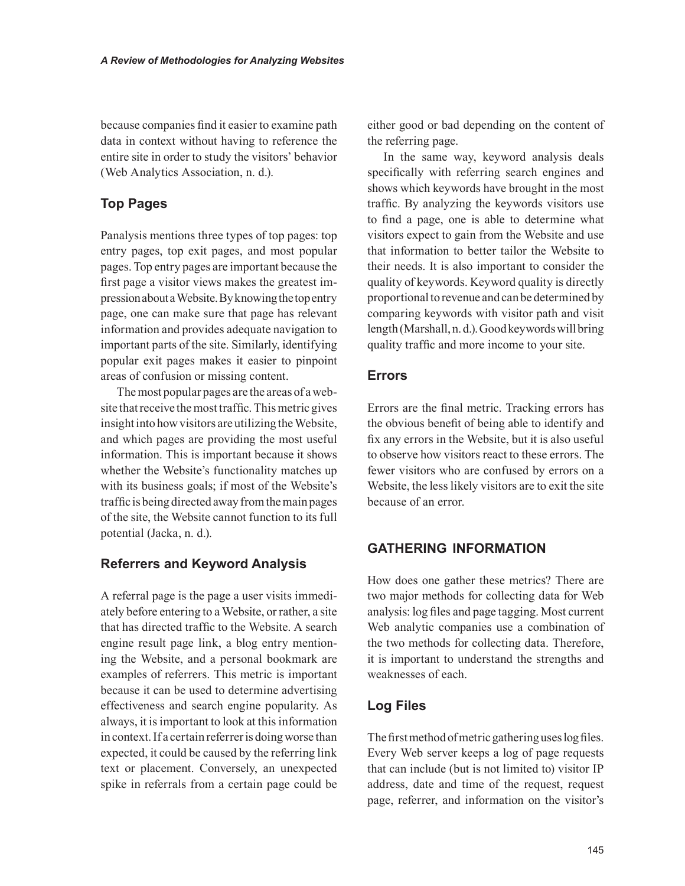because companies find it easier to examine path data in context without having to reference the entire site in order to study the visitors' behavior (Web Analytics Association, n. d.).

### Top Pages

Panalysis mentions three types of top pages: top entry pages, top exit pages, and most popular pages. Top entry pages are important because the first page a visitor views makes the greatest impression about a Website. By knowing the top entry page, one can make sure that page has relevant information and provides adequate navigation to important parts of the site. Similarly, identifying popular exit pages makes it easier to pinpoint areas of confusion or missing content.

The most popular pages are the areas of a website that receive the most traffic. This metric gives insight into how visitors are utilizing the Website, and which pages are providing the most useful information. This is important because it shows whether the Website's functionality matches up with its business goals; if most of the Website's traffic is being directed away from the main pages of the site, the Website cannot function to its full potential (Jacka, n. d.).

### Referrers and Keyword Analysis

A referral page is the page a user visits immediately before entering to a Website, or rather, a site that has directed traffic to the Website. A search engine result page link, a blog entry mentioning the Website, and a personal bookmark are examples of referrers. This metric is important because it can be used to determine advertising effectiveness and search engine popularity. As always, it is important to look at this information in context. If a certain referrer is doing worse than expected, it could be caused by the referring link text or placement. Conversely, an unexpected spike in referrals from a certain page could be either good or bad depending on the content of the referring page.

In the same way, keyword analysis deals specifically with referring search engines and shows which keywords have brought in the most traffic. By analyzing the keywords visitors use to find a page, one is able to determine what visitors expect to gain from the Website and use that information to better tailor the Website to their needs. It is also important to consider the quality of keywords. Keyword quality is directly proportional to revenue and can be determined by comparing keywords with visitor path and visit length (Marshall, n. d.). Good keywords will bring quality traffic and more income to your site.

### Errors

Errors are the final metric. Tracking errors has the obvious benefit of being able to identify and fix any errors in the Website, but it is also useful to observe how visitors react to these errors. The fewer visitors who are confused by errors on a Website, the less likely visitors are to exit the site because of an error.

## GATHERING INFORMATION

How does one gather these metrics? There are two major methods for collecting data for Web analysis: log files and page tagging. Most current Web analytic companies use a combination of the two methods for collecting data. Therefore, it is important to understand the strengths and weaknesses of each.

### Log Files

The first method of metric gathering uses log files. Every Web server keeps a log of page requests that can include (but is not limited to) visitor IP address, date and time of the request, request page, referrer, and information on the visitor's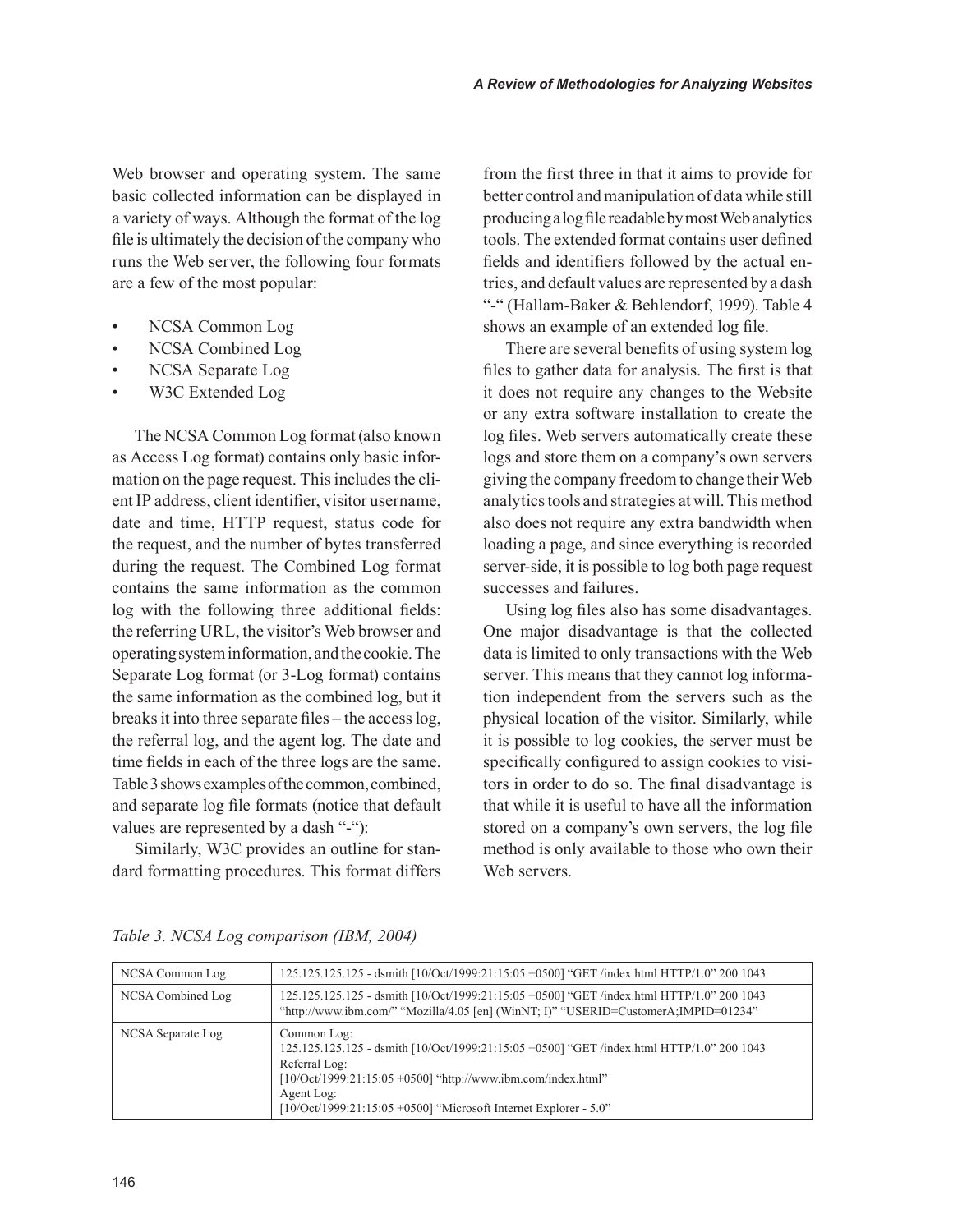Web browser and operating system. The same basic collected information can be displayed in a variety of ways. Although the format of the log file is ultimately the decision of the company who runs the Web server, the following four formats are a few of the most popular:

- NCSA Common Log
- NCSA Combined Log
- NCSA Separate Log
- W3C Extended Log

The NCSA Common Log format (also known as Access Log format) contains only basic information on the page request. This includes the client IP address, client identifier, visitor username, date and time, HTTP request, status code for the request, and the number of bytes transferred during the request. The Combined Log format contains the same information as the common log with the following three additional fields: the referring URL, the visitor's Web browser and operating system information, and the cookie. The Separate Log format (or 3-Log format) contains the same information as the combined log, but it breaks it into three separate files – the access log, the referral log, and the agent log. The date and time fields in each of the three logs are the same. Table 3 shows examples of the common, combined, and separate log file formats (notice that default values are represented by a dash "-"):

Similarly, W3C provides an outline for standard formatting procedures. This format differs from the first three in that it aims to provide for better control and manipulation of data while still producing a log file readable by most Web analytics tools. The extended format contains user defined fields and identifiers followed by the actual entries, and default values are represented by a dash "-" (Hallam-Baker & Behlendorf, 1999). Table 4 shows an example of an extended log file.

There are several benefits of using system log files to gather data for analysis. The first is that it does not require any changes to the Website or any extra software installation to create the log files. Web servers automatically create these logs and store them on a company's own servers giving the company freedom to change their Web analytics tools and strategies at will. This method also does not require any extra bandwidth when loading a page, and since everything is recorded server-side, it is possible to log both page request successes and failures.

Using log files also has some disadvantages. One major disadvantage is that the collected data is limited to only transactions with the Web server. This means that they cannot log information independent from the servers such as the physical location of the visitor. Similarly, while it is possible to log cookies, the server must be specifically configured to assign cookies to visitors in order to do so. The final disadvantage is that while it is useful to have all the information stored on a company's own servers, the log file method is only available to those who own their Web servers.

*Table 3. NCSA Log comparison (IBM, 2004)*

| | |
|---|---|
| NCSA Common Log | 125.125.125.125 - dsmith [10/Oct/1999:21:15:05 +0500] "GET /index.html HTTP/1.0" 200 1043 |
| NCSA Combined Log | 125.125.125.125 - dsmith [10/Oct/1999:21:15:05 +0500] "GET /index.html HTTP/1.0" 200 1043 "http://www.ibm.com/" "Mozilla/4.05 [en] (WinNT; I)" "USERID=CustomerA;IMPID=01234" |
| NCSA Separate Log | Common Log:<br>125.125.125.125 - dsmith [10/Oct/1999:21:15:05 +0500] "GET /index.html HTTP/1.0" 200 1043<br>Referral Log:<br>[10/Oct/1999:21:15:05 +0500] "http://www.ibm.com/index.html"<br>Agent Log:<br>[10/Oct/1999:21:15:05 +0500] "Microsoft Internet Explorer - 5.0" |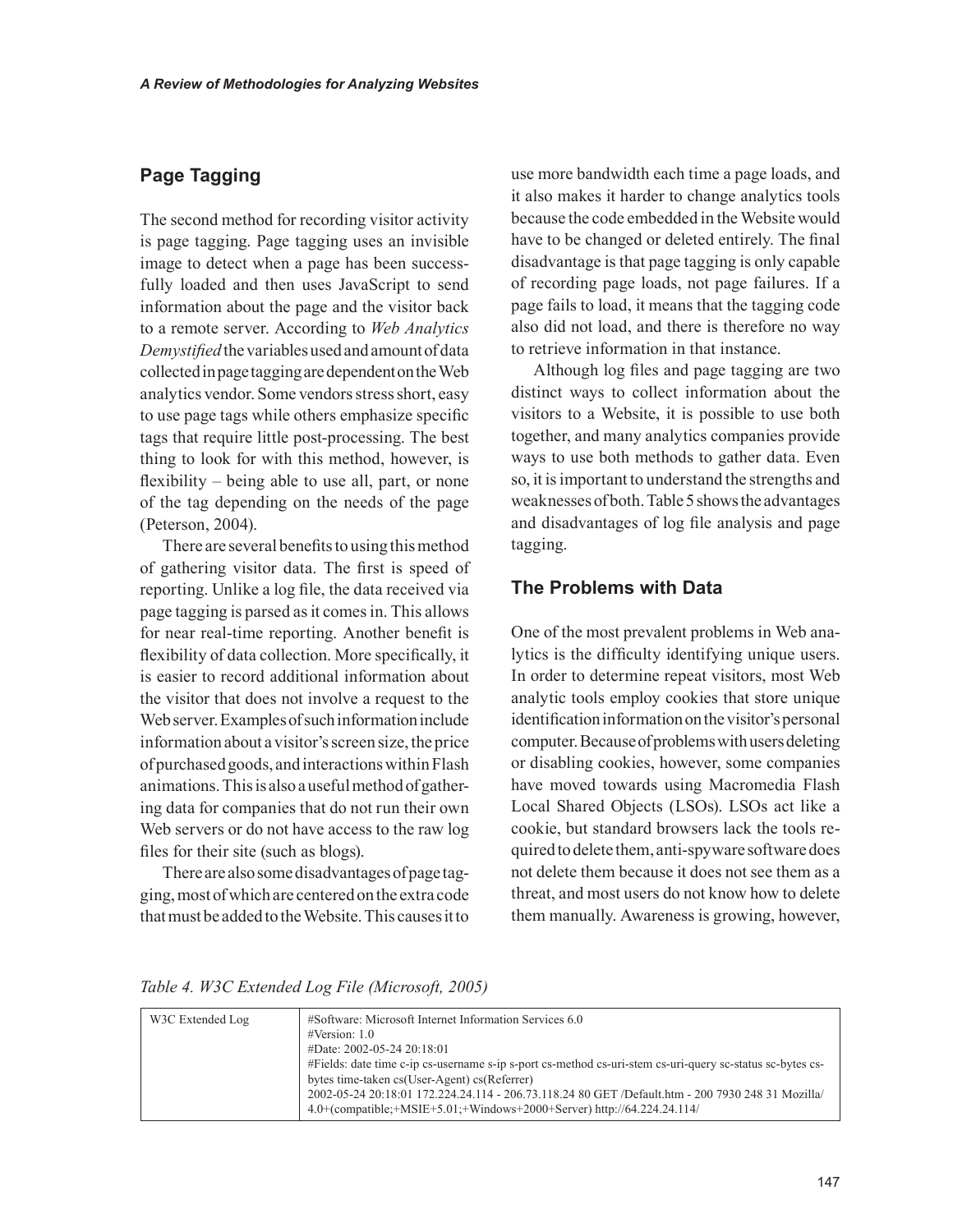## Page Tagging

The second method for recording visitor activity is page tagging. Page tagging uses an invisible image to detect when a page has been successfully loaded and then uses JavaScript to send information about the page and the visitor back to a remote server. According to *Web Analytics Demystified* the variables used and amount of data collected in page tagging are dependent on the Web analytics vendor. Some vendors stress short, easy to use page tags while others emphasize specific tags that require little post-processing. The best thing to look for with this method, however, is flexibility – being able to use all, part, or none of the tag depending on the needs of the page (Peterson, 2004).

There are several benefits to using this method of gathering visitor data. The first is speed of reporting. Unlike a log file, the data received via page tagging is parsed as it comes in. This allows for near real-time reporting. Another benefit is flexibility of data collection. More specifically, it is easier to record additional information about the visitor that does not involve a request to the Web server. Examples of such information include information about a visitor's screen size, the price of purchased goods, and interactions within Flash animations. This is also a useful method of gathering data for companies that do not run their own Web servers or do not have access to the raw log files for their site (such as blogs).

There are also some disadvantages of page tagging, most of which are centered on the extra code that must be added to the Website. This causes it to use more bandwidth each time a page loads, and it also makes it harder to change analytics tools because the code embedded in the Website would have to be changed or deleted entirely. The final disadvantage is that page tagging is only capable of recording page loads, not page failures. If a page fails to load, it means that the tagging code also did not load, and there is therefore no way to retrieve information in that instance.

Although log files and page tagging are two distinct ways to collect information about the visitors to a Website, it is possible to use both together, and many analytics companies provide ways to use both methods to gather data. Even so, it is important to understand the strengths and weaknesses of both. Table 5 shows the advantages and disadvantages of log file analysis and page tagging.

## The Problems with Data

One of the most prevalent problems in Web analytics is the difficulty identifying unique users. In order to determine repeat visitors, most Web analytic tools employ cookies that store unique identification information on the visitor's personal computer. Because of problems with users deleting or disabling cookies, however, some companies have moved towards using Macromedia Flash Local Shared Objects (LSOs). LSOs act like a cookie, but standard browsers lack the tools required to delete them, anti-spyware software does not delete them because it does not see them as a threat, and most users do not know how to delete them manually. Awareness is growing, however,

*Table 4. W3C Extended Log File (Microsoft, 2005)*

| | |
|---|---|
| W3C Extended Log | #Software: Microsoft Internet Information Services 6.0<br>#Version: 1.0<br>#Date: 2002-05-24 20:18:01<br>#Fields: date time c-ip cs-username s-ip s-port cs-method cs-uri-stem cs-uri-query sc-status sc-bytes cs-bytes time-taken cs(User-Agent) cs(Referrer)<br>2002-05-24 20:18:01 172.224.24.114 - 206.73.118.24 80 GET /Default.htm - 200 7930 248 31 Mozilla/4.0+(compatible;+MSIE+5.01;+Windows+2000+Server) http://64.224.24.114/ |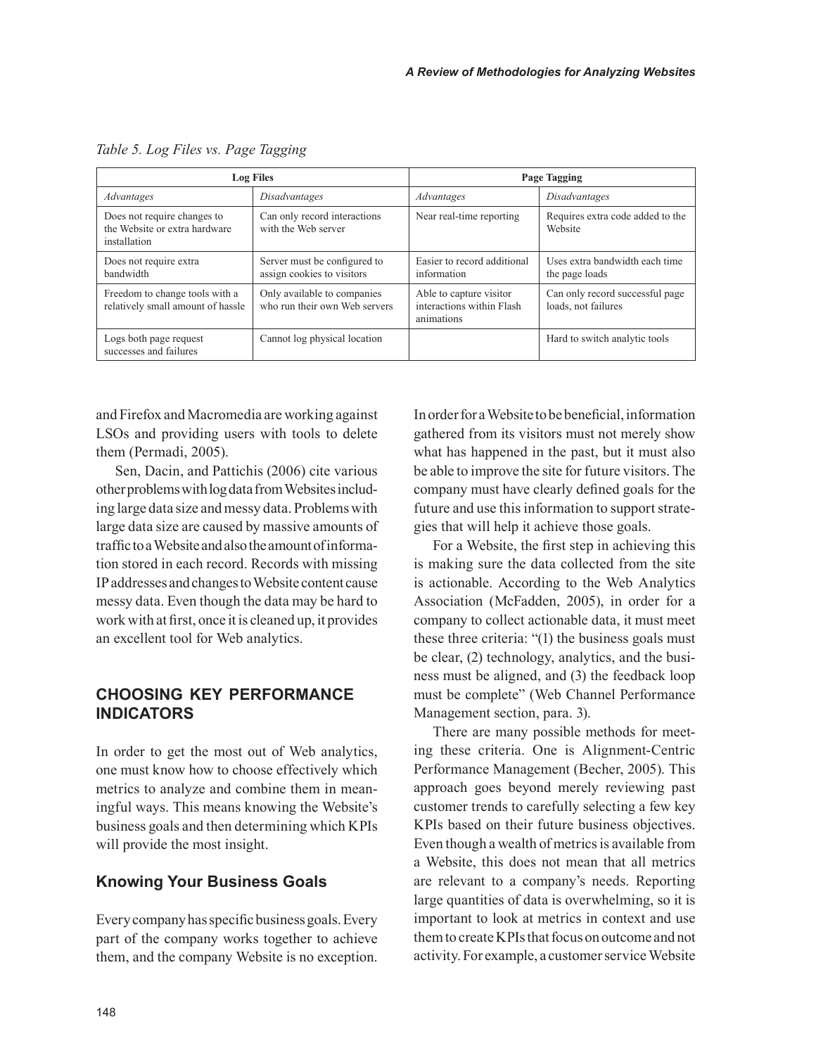*Table 5. Log Files vs. Page Tagging*

| Log Files | | Page Tagging | |
|---|---|---|---|
| *Advantages* | *Disadvantages* | *Advantages* | *Disadvantages* |
| Does not require changes to the Website or extra hardware installation | Can only record interactions with the Web server | Near real-time reporting | Requires extra code added to the Website |
| Does not require extra bandwidth | Server must be configured to assign cookies to visitors | Easier to record additional information | Uses extra bandwidth each time the page loads |
| Freedom to change tools with a relatively small amount of hassle | Only available to companies who run their own Web servers | Able to capture visitor interactions within Flash animations | Can only record successful page loads, not failures |
| Logs both page request successes and failures | Cannot log physical location | | Hard to switch analytic tools |

and Firefox and Macromedia are working against LSOs and providing users with tools to delete them (Permadi, 2005).

Sen, Dacin, and Pattichis (2006) cite various other problems with log data from Websites including large data size and messy data. Problems with large data size are caused by massive amounts of traffic to a Website and also the amount of information stored in each record. Records with missing IP addresses and changes to Website content cause messy data. Even though the data may be hard to work with at first, once it is cleaned up, it provides an excellent tool for Web analytics.

## CHOOSING KEY PERFORMANCE INDICATORS

In order to get the most out of Web analytics, one must know how to choose effectively which metrics to analyze and combine them in meaningful ways. This means knowing the Website's business goals and then determining which KPIs will provide the most insight.

### Knowing Your Business Goals

Every company has specific business goals. Every part of the company works together to achieve them, and the company Website is no exception. In order for a Website to be beneficial, information gathered from its visitors must not merely show what has happened in the past, but it must also be able to improve the site for future visitors. The company must have clearly defined goals for the future and use this information to support strategies that will help it achieve those goals.

For a Website, the first step in achieving this is making sure the data collected from the site is actionable. According to the Web Analytics Association (McFadden, 2005), in order for a company to collect actionable data, it must meet these three criteria: "(1) the business goals must be clear, (2) technology, analytics, and the business must be aligned, and (3) the feedback loop must be complete" (Web Channel Performance Management section, para. 3).

There are many possible methods for meeting these criteria. One is Alignment-Centric Performance Management (Becher, 2005). This approach goes beyond merely reviewing past customer trends to carefully selecting a few key KPIs based on their future business objectives. Even though a wealth of metrics is available from a Website, this does not mean that all metrics are relevant to a company's needs. Reporting large quantities of data is overwhelming, so it is important to look at metrics in context and use them to create KPIs that focus on outcome and not activity. For example, a customer service Website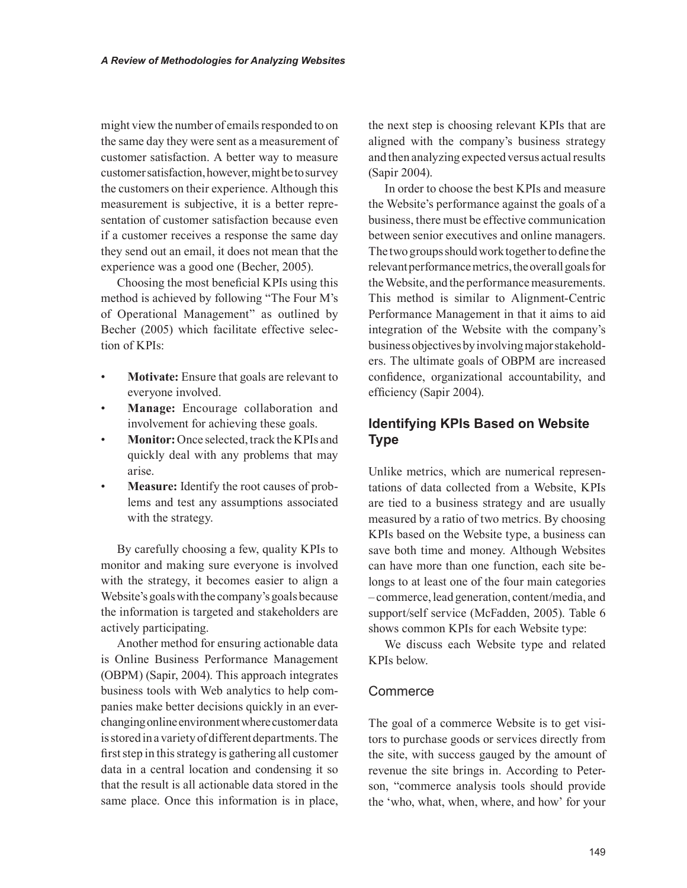might view the number of emails responded to on the same day they were sent as a measurement of customer satisfaction. A better way to measure customer satisfaction, however, might be to survey the customers on their experience. Although this measurement is subjective, it is a better representation of customer satisfaction because even if a customer receives a response the same day they send out an email, it does not mean that the experience was a good one (Becher, 2005).

Choosing the most beneficial KPIs using this method is achieved by following "The Four M's of Operational Management" as outlined by Becher (2005) which facilitate effective selection of KPIs:

- **Motivate:** Ensure that goals are relevant to everyone involved.
- **Manage:** Encourage collaboration and involvement for achieving these goals.
- **Monitor:** Once selected, track the KPIs and quickly deal with any problems that may arise.
- **Measure:** Identify the root causes of problems and test any assumptions associated with the strategy.

By carefully choosing a few, quality KPIs to monitor and making sure everyone is involved with the strategy, it becomes easier to align a Website's goals with the company's goals because the information is targeted and stakeholders are actively participating.

Another method for ensuring actionable data is Online Business Performance Management (OBPM) (Sapir, 2004). This approach integrates business tools with Web analytics to help companies make better decisions quickly in an ever-changing online environment where customer data is stored in a variety of different departments. The first step in this strategy is gathering all customer data in a central location and condensing it so that the result is all actionable data stored in the same place. Once this information is in place, the next step is choosing relevant KPIs that are aligned with the company's business strategy and then analyzing expected versus actual results (Sapir 2004).

In order to choose the best KPIs and measure the Website's performance against the goals of a business, there must be effective communication between senior executives and online managers. The two groups should work together to define the relevant performance metrics, the overall goals for the Website, and the performance measurements. This method is similar to Alignment-Centric Performance Management in that it aims to aid integration of the Website with the company's business objectives by involving major stakeholders. The ultimate goals of OBPM are increased confidence, organizational accountability, and efficiency (Sapir 2004).

## Identifying KPIs Based on Website Type

Unlike metrics, which are numerical representations of data collected from a Website, KPIs are tied to a business strategy and are usually measured by a ratio of two metrics. By choosing KPIs based on the Website type, a business can save both time and money. Although Websites can have more than one function, each site belongs to at least one of the four main categories – commerce, lead generation, content/media, and support/self service (McFadden, 2005). Table 6 shows common KPIs for each Website type:

We discuss each Website type and related KPIs below.

### Commerce

The goal of a commerce Website is to get visitors to purchase goods or services directly from the site, with success gauged by the amount of revenue the site brings in. According to Peterson, "commerce analysis tools should provide the 'who, what, when, where, and how' for your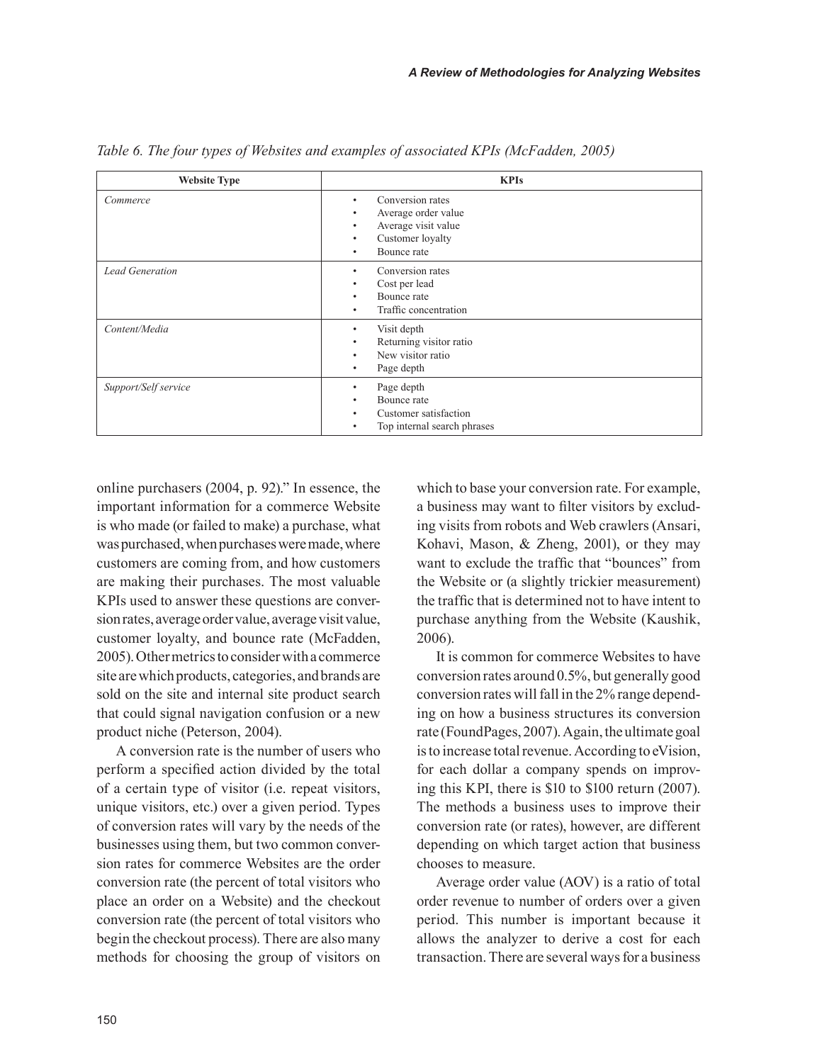*Table 6. The four types of Websites and examples of associated KPIs (McFadden, 2005)*

| Website Type | KPIs |
|---|---|
| *Commerce* | • Conversion rates<br>• Average order value<br>• Average visit value<br>• Customer loyalty<br>• Bounce rate |
| *Lead Generation* | • Conversion rates<br>• Cost per lead<br>• Bounce rate<br>• Traffic concentration |
| *Content/Media* | • Visit depth<br>• Returning visitor ratio<br>• New visitor ratio<br>• Page depth |
| *Support/Self service* | • Page depth<br>• Bounce rate<br>• Customer satisfaction<br>• Top internal search phrases |

online purchasers (2004, p. 92)." In essence, the important information for a commerce Website is who made (or failed to make) a purchase, what was purchased, when purchases were made, where customers are coming from, and how customers are making their purchases. The most valuable KPIs used to answer these questions are conversion rates, average order value, average visit value, customer loyalty, and bounce rate (McFadden, 2005). Other metrics to consider with a commerce site are which products, categories, and brands are sold on the site and internal site product search that could signal navigation confusion or a new product niche (Peterson, 2004).

A conversion rate is the number of users who perform a specified action divided by the total of a certain type of visitor (i.e. repeat visitors, unique visitors, etc.) over a given period. Types of conversion rates will vary by the needs of the businesses using them, but two common conversion rates for commerce Websites are the order conversion rate (the percent of total visitors who place an order on a Website) and the checkout conversion rate (the percent of total visitors who begin the checkout process). There are also many methods for choosing the group of visitors on which to base your conversion rate. For example, a business may want to filter visitors by excluding visits from robots and Web crawlers (Ansari, Kohavi, Mason, & Zheng, 2001), or they may want to exclude the traffic that "bounces" from the Website or (a slightly trickier measurement) the traffic that is determined not to have intent to purchase anything from the Website (Kaushik, 2006).

It is common for commerce Websites to have conversion rates around 0.5%, but generally good conversion rates will fall in the 2% range depending on how a business structures its conversion rate (FoundPages, 2007). Again, the ultimate goal is to increase total revenue. According to eVision, for each dollar a company spends on improving this KPI, there is \$10 to \$100 return (2007). The methods a business uses to improve their conversion rate (or rates), however, are different depending on which target action that business chooses to measure.

Average order value (AOV) is a ratio of total order revenue to number of orders over a given period. This number is important because it allows the analyzer to derive a cost for each transaction. There are several ways for a business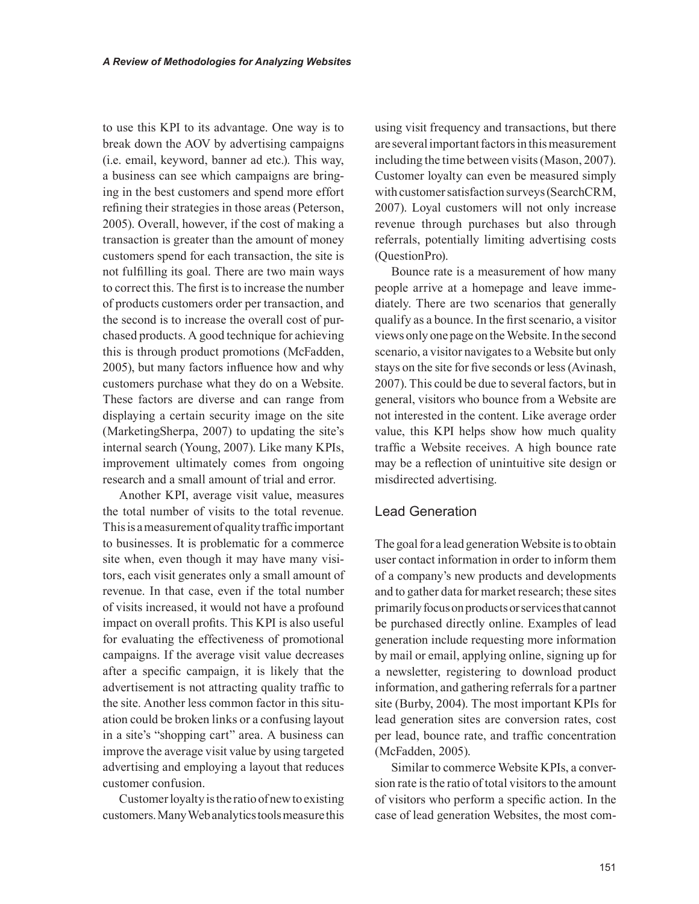to use this KPI to its advantage. One way is to break down the AOV by advertising campaigns (i.e. email, keyword, banner ad etc.). This way, a business can see which campaigns are bringing in the best customers and spend more effort refining their strategies in those areas (Peterson, 2005). Overall, however, if the cost of making a transaction is greater than the amount of money customers spend for each transaction, the site is not fulfilling its goal. There are two main ways to correct this. The first is to increase the number of products customers order per transaction, and the second is to increase the overall cost of purchased products. A good technique for achieving this is through product promotions (McFadden, 2005), but many factors influence how and why customers purchase what they do on a Website. These factors are diverse and can range from displaying a certain security image on the site (MarketingSherpa, 2007) to updating the site's internal search (Young, 2007). Like many KPIs, improvement ultimately comes from ongoing research and a small amount of trial and error.

Another KPI, average visit value, measures the total number of visits to the total revenue. This is a measurement of quality traffic important to businesses. It is problematic for a commerce site when, even though it may have many visitors, each visit generates only a small amount of revenue. In that case, even if the total number of visits increased, it would not have a profound impact on overall profits. This KPI is also useful for evaluating the effectiveness of promotional campaigns. If the average visit value decreases after a specific campaign, it is likely that the advertisement is not attracting quality traffic to the site. Another less common factor in this situation could be broken links or a confusing layout in a site's "shopping cart" area. A business can improve the average visit value by using targeted advertising and employing a layout that reduces customer confusion.

Customer loyalty is the ratio of new to existing customers. Many Web analytics tools measure this using visit frequency and transactions, but there are several important factors in this measurement including the time between visits (Mason, 2007). Customer loyalty can even be measured simply with customer satisfaction surveys (SearchCRM, 2007). Loyal customers will not only increase revenue through purchases but also through referrals, potentially limiting advertising costs (QuestionPro).

Bounce rate is a measurement of how many people arrive at a homepage and leave immediately. There are two scenarios that generally qualify as a bounce. In the first scenario, a visitor views only one page on the Website. In the second scenario, a visitor navigates to a Website but only stays on the site for five seconds or less (Avinash, 2007). This could be due to several factors, but in general, visitors who bounce from a Website are not interested in the content. Like average order value, this KPI helps show how much quality traffic a Website receives. A high bounce rate may be a reflection of unintuitive site design or misdirected advertising.

## Lead Generation

The goal for a lead generation Website is to obtain user contact information in order to inform them of a company's new products and developments and to gather data for market research; these sites primarily focus on products or services that cannot be purchased directly online. Examples of lead generation include requesting more information by mail or email, applying online, signing up for a newsletter, registering to download product information, and gathering referrals for a partner site (Burby, 2004). The most important KPIs for lead generation sites are conversion rates, cost per lead, bounce rate, and traffic concentration (McFadden, 2005).

Similar to commerce Website KPIs, a conversion rate is the ratio of total visitors to the amount of visitors who perform a specific action. In the case of lead generation Websites, the most com-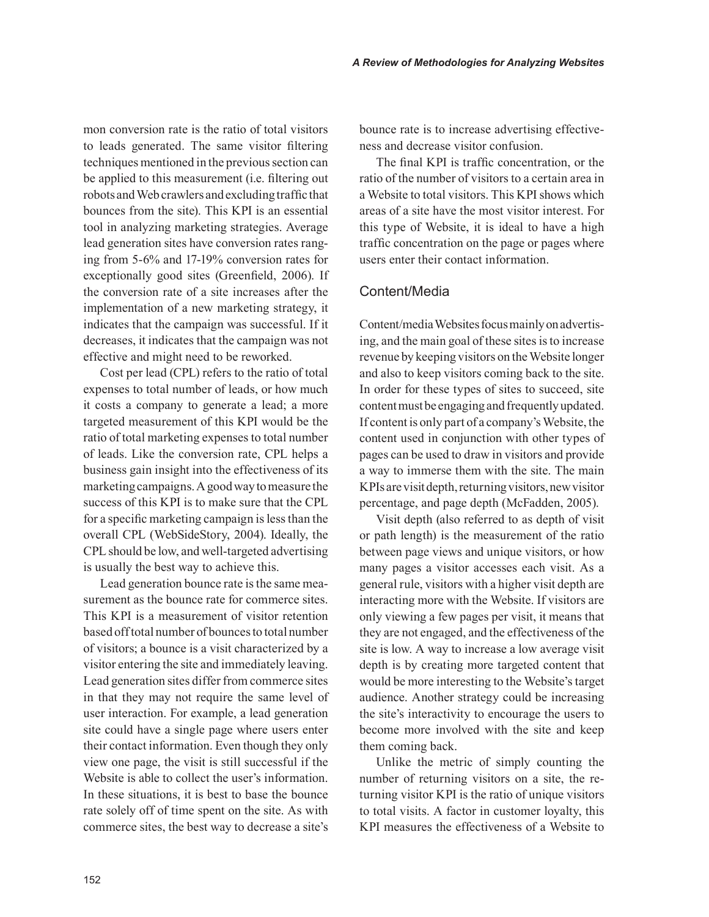mon conversion rate is the ratio of total visitors to leads generated. The same visitor filtering techniques mentioned in the previous section can be applied to this measurement (i.e. filtering out robots and Web crawlers and excluding traffic that bounces from the site). This KPI is an essential tool in analyzing marketing strategies. Average lead generation sites have conversion rates ranging from 5-6% and 17-19% conversion rates for exceptionally good sites (Greenfield, 2006). If the conversion rate of a site increases after the implementation of a new marketing strategy, it indicates that the campaign was successful. If it decreases, it indicates that the campaign was not effective and might need to be reworked.

Cost per lead (CPL) refers to the ratio of total expenses to total number of leads, or how much it costs a company to generate a lead; a more targeted measurement of this KPI would be the ratio of total marketing expenses to total number of leads. Like the conversion rate, CPL helps a business gain insight into the effectiveness of its marketing campaigns. A good way to measure the success of this KPI is to make sure that the CPL for a specific marketing campaign is less than the overall CPL (WebSideStory, 2004). Ideally, the CPL should be low, and well-targeted advertising is usually the best way to achieve this.

Lead generation bounce rate is the same measurement as the bounce rate for commerce sites. This KPI is a measurement of visitor retention based off total number of bounces to total number of visitors; a bounce is a visit characterized by a visitor entering the site and immediately leaving. Lead generation sites differ from commerce sites in that they may not require the same level of user interaction. For example, a lead generation site could have a single page where users enter their contact information. Even though they only view one page, the visit is still successful if the Website is able to collect the user's information. In these situations, it is best to base the bounce rate solely off of time spent on the site. As with commerce sites, the best way to decrease a site's bounce rate is to increase advertising effectiveness and decrease visitor confusion.

The final KPI is traffic concentration, or the ratio of the number of visitors to a certain area in a Website to total visitors. This KPI shows which areas of a site have the most visitor interest. For this type of Website, it is ideal to have a high traffic concentration on the page or pages where users enter their contact information.

### Content/Media

Content/media Websites focus mainly on advertising, and the main goal of these sites is to increase revenue by keeping visitors on the Website longer and also to keep visitors coming back to the site. In order for these types of sites to succeed, site content must be engaging and frequently updated. If content is only part of a company's Website, the content used in conjunction with other types of pages can be used to draw in visitors and provide a way to immerse them with the site. The main KPIs are visit depth, returning visitors, new visitor percentage, and page depth (McFadden, 2005).

Visit depth (also referred to as depth of visit or path length) is the measurement of the ratio between page views and unique visitors, or how many pages a visitor accesses each visit. As a general rule, visitors with a higher visit depth are interacting more with the Website. If visitors are only viewing a few pages per visit, it means that they are not engaged, and the effectiveness of the site is low. A way to increase a low average visit depth is by creating more targeted content that would be more interesting to the Website's target audience. Another strategy could be increasing the site's interactivity to encourage the users to become more involved with the site and keep them coming back.

Unlike the metric of simply counting the number of returning visitors on a site, the returning visitor KPI is the ratio of unique visitors to total visits. A factor in customer loyalty, this KPI measures the effectiveness of a Website to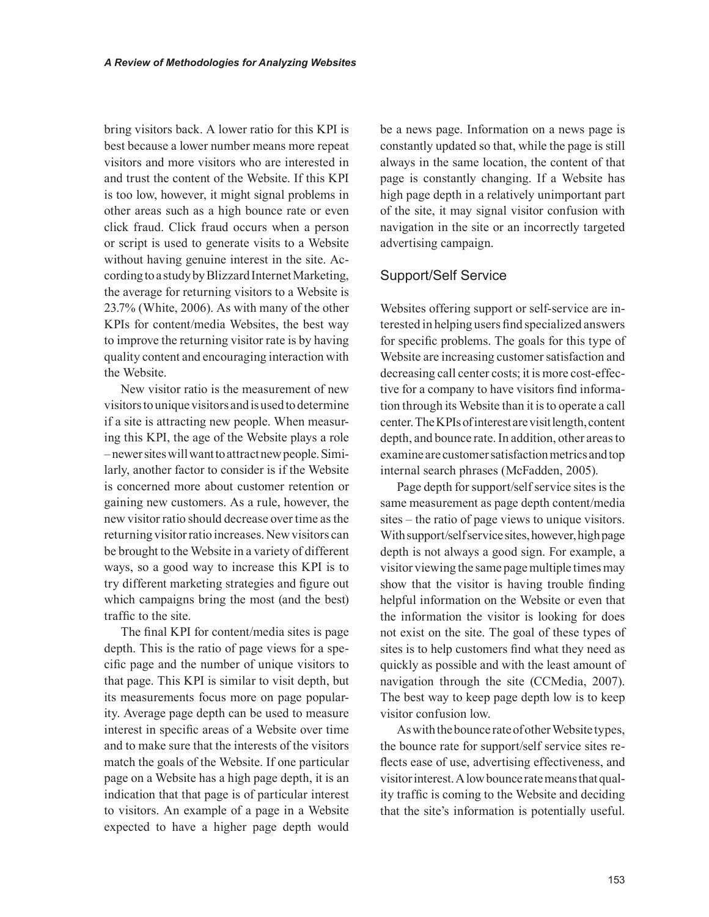bring visitors back. A lower ratio for this KPI is best because a lower number means more repeat visitors and more visitors who are interested in and trust the content of the Website. If this KPI is too low, however, it might signal problems in other areas such as a high bounce rate or even click fraud. Click fraud occurs when a person or script is used to generate visits to a Website without having genuine interest in the site. According to a study by Blizzard Internet Marketing, the average for returning visitors to a Website is 23.7% (White, 2006). As with many of the other KPIs for content/media Websites, the best way to improve the returning visitor rate is by having quality content and encouraging interaction with the Website.

New visitor ratio is the measurement of new visitors to unique visitors and is used to determine if a site is attracting new people. When measuring this KPI, the age of the Website plays a role – newer sites will want to attract new people. Similarly, another factor to consider is if the Website is concerned more about customer retention or gaining new customers. As a rule, however, the new visitor ratio should decrease over time as the returning visitor ratio increases. New visitors can be brought to the Website in a variety of different ways, so a good way to increase this KPI is to try different marketing strategies and figure out which campaigns bring the most (and the best) traffic to the site.

The final KPI for content/media sites is page depth. This is the ratio of page views for a specific page and the number of unique visitors to that page. This KPI is similar to visit depth, but its measurements focus more on page popularity. Average page depth can be used to measure interest in specific areas of a Website over time and to make sure that the interests of the visitors match the goals of the Website. If one particular page on a Website has a high page depth, it is an indication that that page is of particular interest to visitors. An example of a page in a Website expected to have a higher page depth would be a news page. Information on a news page is constantly updated so that, while the page is still always in the same location, the content of that page is constantly changing. If a Website has high page depth in a relatively unimportant part of the site, it may signal visitor confusion with navigation in the site or an incorrectly targeted advertising campaign.

## Support/Self Service

Websites offering support or self-service are interested in helping users find specialized answers for specific problems. The goals for this type of Website are increasing customer satisfaction and decreasing call center costs; it is more cost-effective for a company to have visitors find information through its Website than it is to operate a call center. The KPIs of interest are visit length, content depth, and bounce rate. In addition, other areas to examine are customer satisfaction metrics and top internal search phrases (McFadden, 2005).

Page depth for support/self service sites is the same measurement as page depth content/media sites – the ratio of page views to unique visitors. With support/self service sites, however, high page depth is not always a good sign. For example, a visitor viewing the same page multiple times may show that the visitor is having trouble finding helpful information on the Website or even that the information the visitor is looking for does not exist on the site. The goal of these types of sites is to help customers find what they need as quickly as possible and with the least amount of navigation through the site (CCMedia, 2007). The best way to keep page depth low is to keep visitor confusion low.

As with the bounce rate of other Website types, the bounce rate for support/self service sites reflects ease of use, advertising effectiveness, and visitor interest. A low bounce rate means that quality traffic is coming to the Website and deciding that the site's information is potentially useful.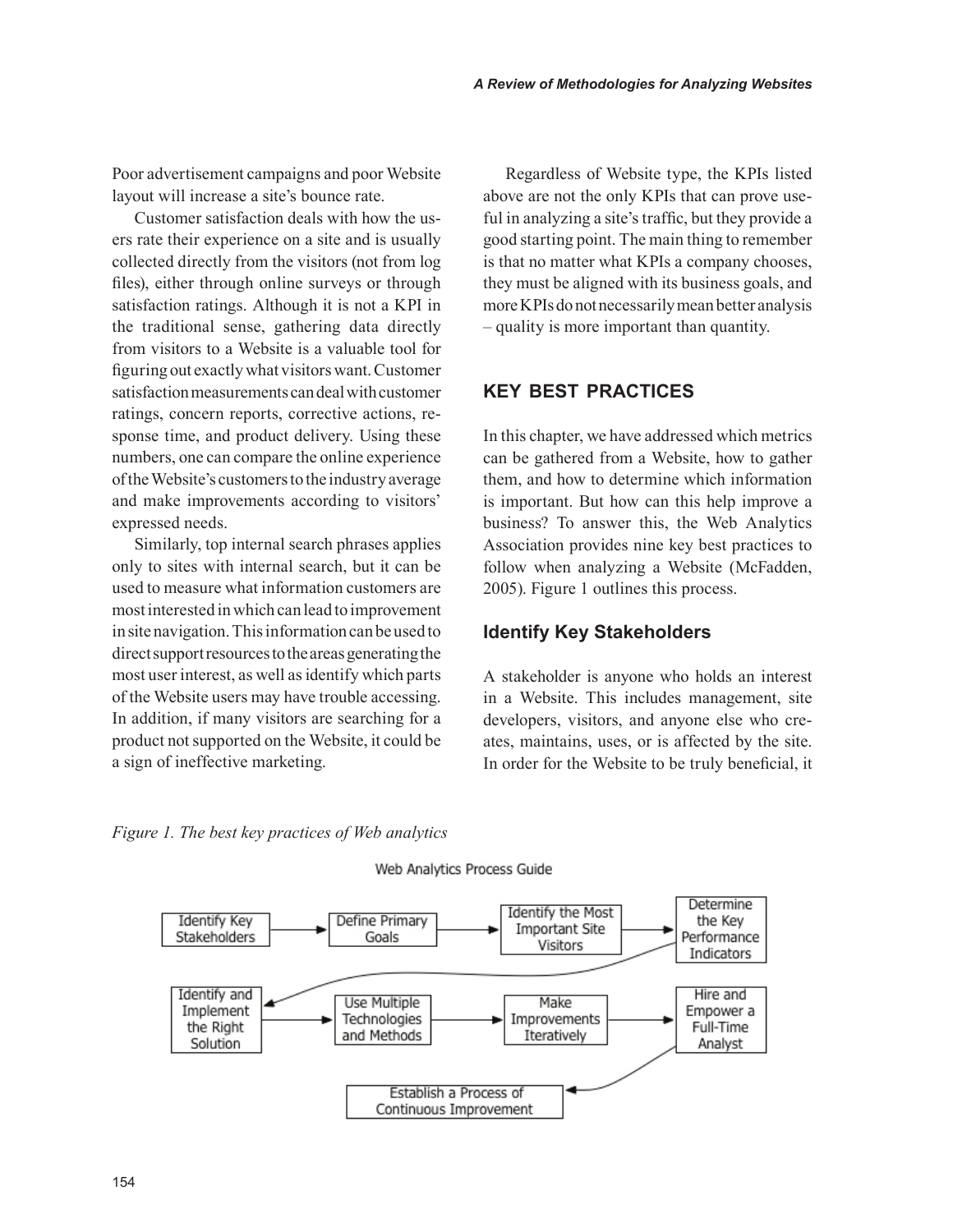Poor advertisement campaigns and poor Website layout will increase a site's bounce rate.

Customer satisfaction deals with how the users rate their experience on a site and is usually collected directly from the visitors (not from log files), either through online surveys or through satisfaction ratings. Although it is not a KPI in the traditional sense, gathering data directly from visitors to a Website is a valuable tool for figuring out exactly what visitors want. Customer satisfaction measurements can deal with customer ratings, concern reports, corrective actions, response time, and product delivery. Using these numbers, one can compare the online experience of the Website's customers to the industry average and make improvements according to visitors' expressed needs.

Similarly, top internal search phrases applies only to sites with internal search, but it can be used to measure what information customers are most interested in which can lead to improvement in site navigation. This information can be used to direct support resources to the areas generating the most user interest, as well as identify which parts of the Website users may have trouble accessing. In addition, if many visitors are searching for a product not supported on the Website, it could be a sign of ineffective marketing.

Regardless of Website type, the KPIs listed above are not the only KPIs that can prove useful in analyzing a site's traffic, but they provide a good starting point. The main thing to remember is that no matter what KPIs a company chooses, they must be aligned with its business goals, and more KPIs do not necessarily mean better analysis – quality is more important than quantity.

## KEY BEST PRACTICES

In this chapter, we have addressed which metrics can be gathered from a Website, how to gather them, and how to determine which information is important. But how can this help improve a business? To answer this, the Web Analytics Association provides nine key best practices to follow when analyzing a Website (McFadden, 2005). Figure 1 outlines this process.

### Identify Key Stakeholders

A stakeholder is anyone who holds an interest in a Website. This includes management, site developers, visitors, and anyone else who creates, maintains, uses, or is affected by the site. In order for the Website to be truly beneficial, it

*Figure 1. The best key practices of Web analytics*

Web Analytics Process Guide

Identify Key Stakeholders → Define Primary Goals → Identify the Most Important Site Visitors → Determine the Key Performance Indicators → Identify and Implement the Right Solution → Use Multiple Technologies and Methods → Make Improvements Iteratively → Hire and Empower a Full-Time Analyst → Establish a Process of Continuous Improvement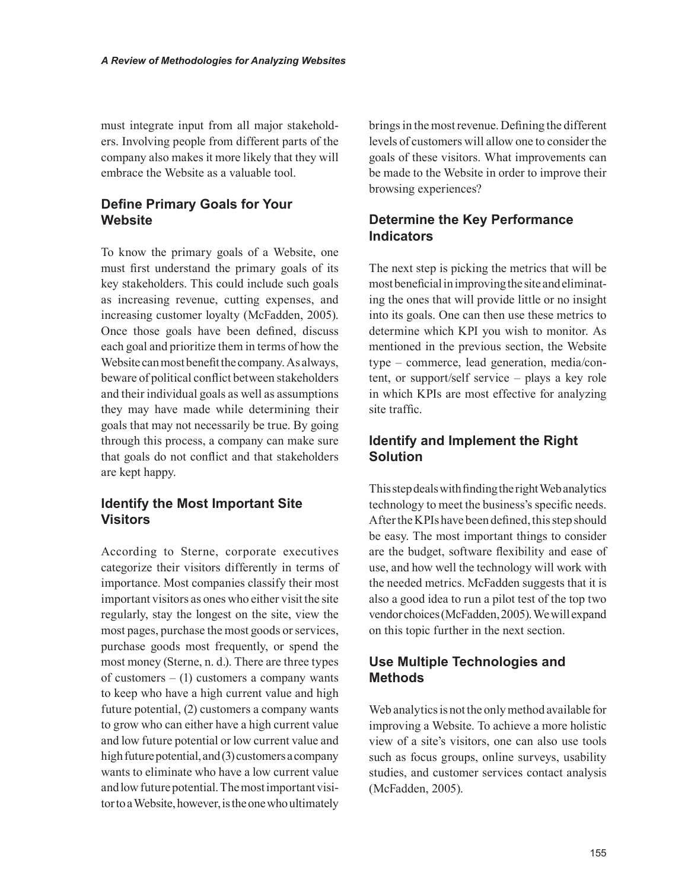must integrate input from all major stakeholders. Involving people from different parts of the company also makes it more likely that they will embrace the Website as a valuable tool.

### Define Primary Goals for Your Website

To know the primary goals of a Website, one must first understand the primary goals of its key stakeholders. This could include such goals as increasing revenue, cutting expenses, and increasing customer loyalty (McFadden, 2005). Once those goals have been defined, discuss each goal and prioritize them in terms of how the Website can most benefit the company. As always, beware of political conflict between stakeholders and their individual goals as well as assumptions they may have made while determining their goals that may not necessarily be true. By going through this process, a company can make sure that goals do not conflict and that stakeholders are kept happy.

### Identify the Most Important Site Visitors

According to Sterne, corporate executives categorize their visitors differently in terms of importance. Most companies classify their most important visitors as ones who either visit the site regularly, stay the longest on the site, view the most pages, purchase the most goods or services, purchase goods most frequently, or spend the most money (Sterne, n. d.). There are three types of customers – (1) customers a company wants to keep who have a high current value and high future potential, (2) customers a company wants to grow who can either have a high current value and low future potential or low current value and high future potential, and (3) customers a company wants to eliminate who have a low current value and low future potential. The most important visitor to a Website, however, is the one who ultimately brings in the most revenue. Defining the different levels of customers will allow one to consider the goals of these visitors. What improvements can be made to the Website in order to improve their browsing experiences?

### Determine the Key Performance Indicators

The next step is picking the metrics that will be most beneficial in improving the site and eliminating the ones that will provide little or no insight into its goals. One can then use these metrics to determine which KPI you wish to monitor. As mentioned in the previous section, the Website type – commerce, lead generation, media/content, or support/self service – plays a key role in which KPIs are most effective for analyzing site traffic.

### Identify and Implement the Right Solution

This step deals with finding the right Web analytics technology to meet the business's specific needs. After the KPIs have been defined, this step should be easy. The most important things to consider are the budget, software flexibility and ease of use, and how well the technology will work with the needed metrics. McFadden suggests that it is also a good idea to run a pilot test of the top two vendor choices (McFadden, 2005). We will expand on this topic further in the next section.

### Use Multiple Technologies and Methods

Web analytics is not the only method available for improving a Website. To achieve a more holistic view of a site's visitors, one can also use tools such as focus groups, online surveys, usability studies, and customer services contact analysis (McFadden, 2005).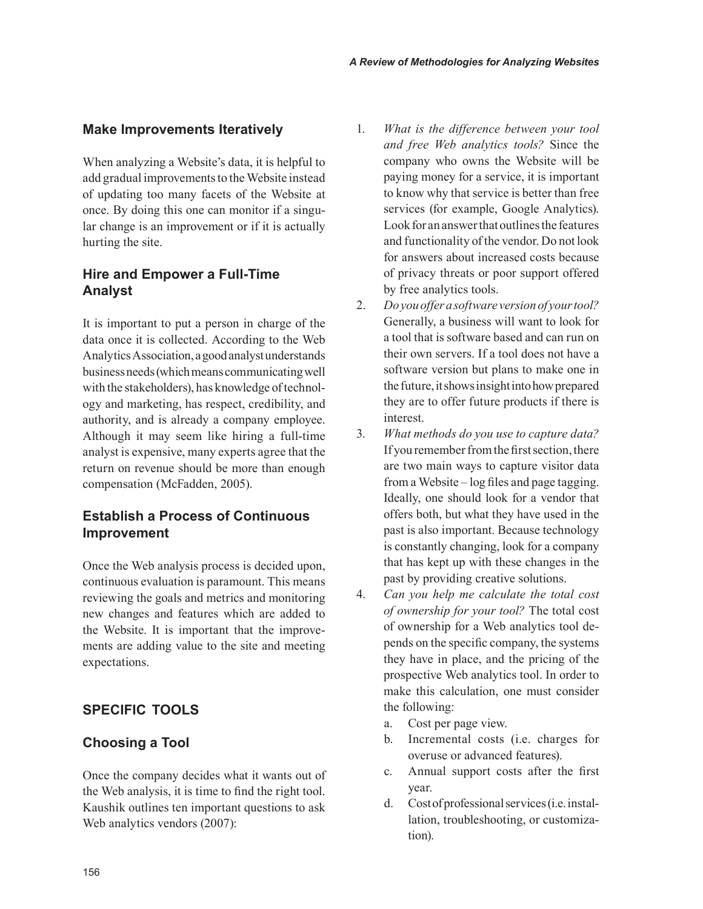## Make Improvements Iteratively

When analyzing a Website's data, it is helpful to add gradual improvements to the Website instead of updating too many facets of the Website at once. By doing this one can monitor if a singular change is an improvement or if it is actually hurting the site.

## Hire and Empower a Full-Time Analyst

It is important to put a person in charge of the data once it is collected. According to the Web Analytics Association, a good analyst understands business needs (which means communicating well with the stakeholders), has knowledge of technology and marketing, has respect, credibility, and authority, and is already a company employee. Although it may seem like hiring a full-time analyst is expensive, many experts agree that the return on revenue should be more than enough compensation (McFadden, 2005).

## Establish a Process of Continuous Improvement

Once the Web analysis process is decided upon, continuous evaluation is paramount. This means reviewing the goals and metrics and monitoring new changes and features which are added to the Website. It is important that the improvements are adding value to the site and meeting expectations.

# SPECIFIC TOOLS

## Choosing a Tool

Once the company decides what it wants out of the Web analysis, it is time to find the right tool. Kaushik outlines ten important questions to ask Web analytics vendors (2007):

1. *What is the difference between your tool and free Web analytics tools?* Since the company who owns the Website will be paying money for a service, it is important to know why that service is better than free services (for example, Google Analytics). Look for an answer that outlines the features and functionality of the vendor. Do not look for answers about increased costs because of privacy threats or poor support offered by free analytics tools.
2. *Do you offer a software version of your tool?* Generally, a business will want to look for a tool that is software based and can run on their own servers. If a tool does not have a software version but plans to make one in the future, it shows insight into how prepared they are to offer future products if there is interest.
3. *What methods do you use to capture data?* If you remember from the first section, there are two main ways to capture visitor data from a Website – log files and page tagging. Ideally, one should look for a vendor that offers both, but what they have used in the past is also important. Because technology is constantly changing, look for a company that has kept up with these changes in the past by providing creative solutions.
4. *Can you help me calculate the total cost of ownership for your tool?* The total cost of ownership for a Web analytics tool depends on the specific company, the systems they have in place, and the pricing of the prospective Web analytics tool. In order to make this calculation, one must consider the following:
   a. Cost per page view.
   b. Incremental costs (i.e. charges for overuse or advanced features).
   c. Annual support costs after the first year.
   d. Cost of professional services (i.e. installation, troubleshooting, or customization).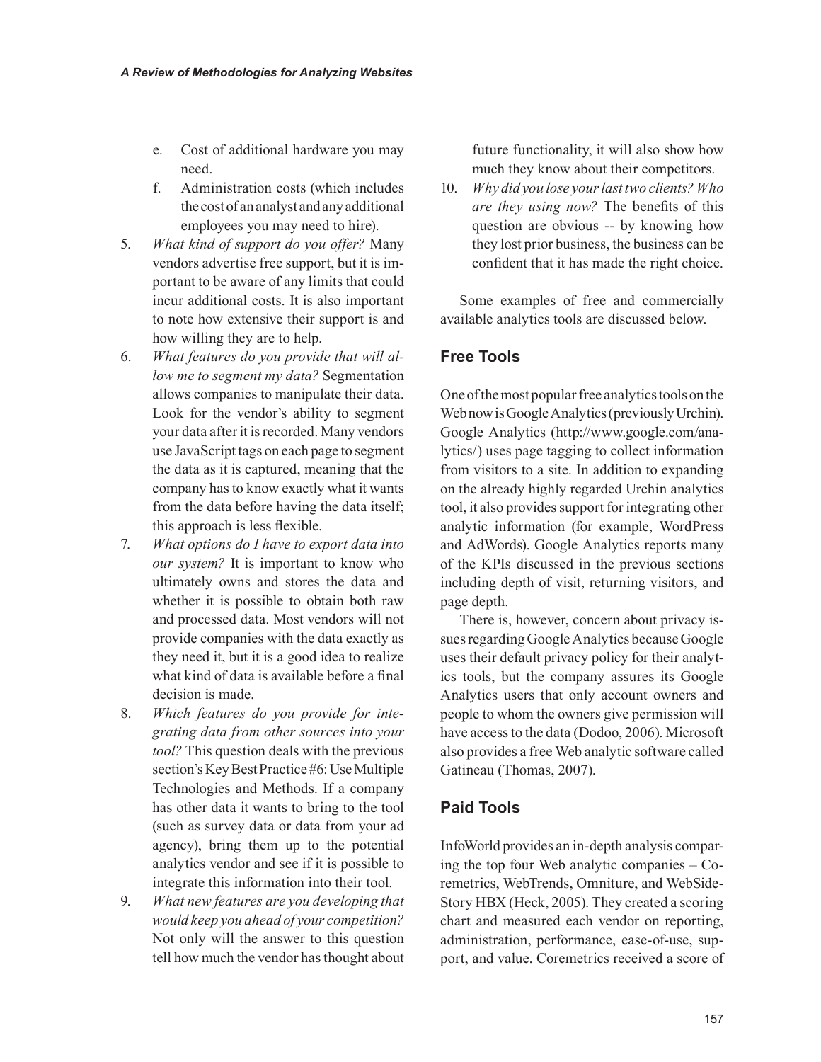e. Cost of additional hardware you may need.
f. Administration costs (which includes the cost of an analyst and any additional employees you may need to hire).

5. *What kind of support do you offer?* Many vendors advertise free support, but it is important to be aware of any limits that could incur additional costs. It is also important to note how extensive their support is and how willing they are to help.
6. *What features do you provide that will allow me to segment my data?* Segmentation allows companies to manipulate their data. Look for the vendor's ability to segment your data after it is recorded. Many vendors use JavaScript tags on each page to segment the data as it is captured, meaning that the company has to know exactly what it wants from the data before having the data itself; this approach is less flexible.
7. *What options do I have to export data into our system?* It is important to know who ultimately owns and stores the data and whether it is possible to obtain both raw and processed data. Most vendors will not provide companies with the data exactly as they need it, but it is a good idea to realize what kind of data is available before a final decision is made.
8. *Which features do you provide for integrating data from other sources into your tool?* This question deals with the previous section's Key Best Practice #6: Use Multiple Technologies and Methods. If a company has other data it wants to bring to the tool (such as survey data or data from your ad agency), bring them up to the potential analytics vendor and see if it is possible to integrate this information into their tool.
9. *What new features are you developing that would keep you ahead of your competition?* Not only will the answer to this question tell how much the vendor has thought about future functionality, it will also show how much they know about their competitors.
10. *Why did you lose your last two clients? Who are they using now?* The benefits of this question are obvious -- by knowing how they lost prior business, the business can be confident that it has made the right choice.

Some examples of free and commercially available analytics tools are discussed below.

## Free Tools

One of the most popular free analytics tools on the Web now is Google Analytics (previously Urchin). Google Analytics (http://www.google.com/analytics/) uses page tagging to collect information from visitors to a site. In addition to expanding on the already highly regarded Urchin analytics tool, it also provides support for integrating other analytic information (for example, WordPress and AdWords). Google Analytics reports many of the KPIs discussed in the previous sections including depth of visit, returning visitors, and page depth.

There is, however, concern about privacy issues regarding Google Analytics because Google uses their default privacy policy for their analytics tools, but the company assures its Google Analytics users that only account owners and people to whom the owners give permission will have access to the data (Dodoo, 2006). Microsoft also provides a free Web analytic software called Gatineau (Thomas, 2007).

## Paid Tools

InfoWorld provides an in-depth analysis comparing the top four Web analytic companies – Coremetrics, WebTrends, Omniture, and WebSideStory HBX (Heck, 2005). They created a scoring chart and measured each vendor on reporting, administration, performance, ease-of-use, support, and value. Coremetrics received a score of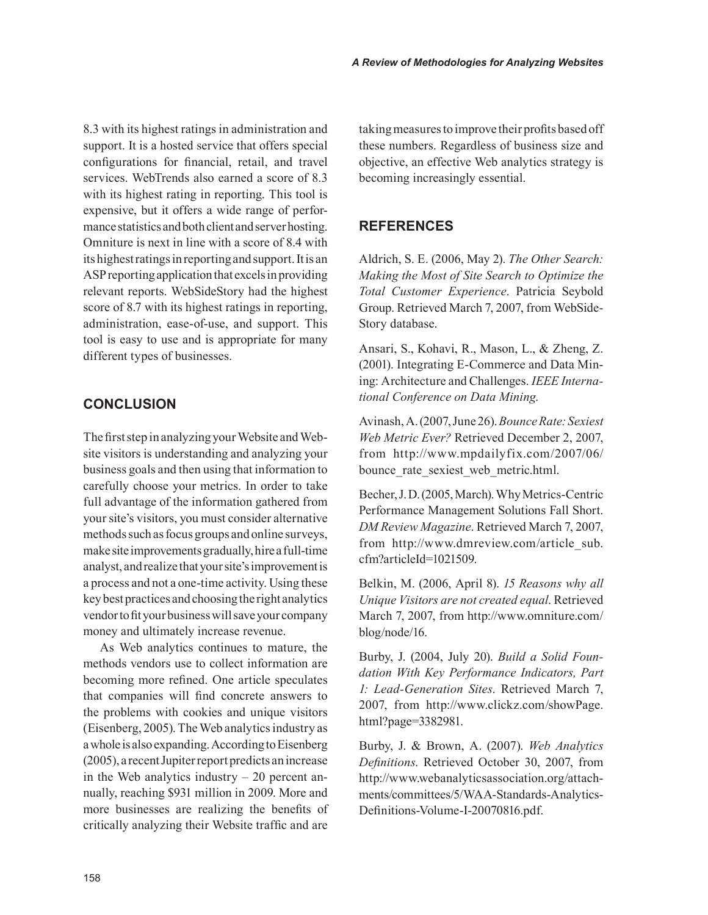8.3 with its highest ratings in administration and support. It is a hosted service that offers special configurations for financial, retail, and travel services. WebTrends also earned a score of 8.3 with its highest rating in reporting. This tool is expensive, but it offers a wide range of performance statistics and both client and server hosting. Omniture is next in line with a score of 8.4 with its highest ratings in reporting and support. It is an ASP reporting application that excels in providing relevant reports. WebSideStory had the highest score of 8.7 with its highest ratings in reporting, administration, ease-of-use, and support. This tool is easy to use and is appropriate for many different types of businesses.

## CONCLUSION

The first step in analyzing your Website and Website visitors is understanding and analyzing your business goals and then using that information to carefully choose your metrics. In order to take full advantage of the information gathered from your site's visitors, you must consider alternative methods such as focus groups and online surveys, make site improvements gradually, hire a full-time analyst, and realize that your site's improvement is a process and not a one-time activity. Using these key best practices and choosing the right analytics vendor to fit your business will save your company money and ultimately increase revenue.

As Web analytics continues to mature, the methods vendors use to collect information are becoming more refined. One article speculates that companies will find concrete answers to the problems with cookies and unique visitors (Eisenberg, 2005). The Web analytics industry as a whole is also expanding. According to Eisenberg (2005), a recent Jupiter report predicts an increase in the Web analytics industry – 20 percent annually, reaching $931 million in 2009. More and more businesses are realizing the benefits of critically analyzing their Website traffic and are taking measures to improve their profits based off these numbers. Regardless of business size and objective, an effective Web analytics strategy is becoming increasingly essential.

## REFERENCES

Aldrich, S. E. (2006, May 2). *The Other Search: Making the Most of Site Search to Optimize the Total Customer Experience*. Patricia Seybold Group. Retrieved March 7, 2007, from WebSideStory database.

Ansari, S., Kohavi, R., Mason, L., & Zheng, Z. (2001). Integrating E-Commerce and Data Mining: Architecture and Challenges. *IEEE International Conference on Data Mining*.

Avinash, A. (2007, June 26). *Bounce Rate: Sexiest Web Metric Ever?* Retrieved December 2, 2007, from http://www.mpdailyfix.com/2007/06/bounce_rate_sexiest_web_metric.html.

Becher, J. D. (2005, March). Why Metrics-Centric Performance Management Solutions Fall Short. *DM Review Magazine*. Retrieved March 7, 2007, from http://www.dmreview.com/article_sub.cfm?articleId=1021509.

Belkin, M. (2006, April 8). *15 Reasons why all Unique Visitors are not created equal*. Retrieved March 7, 2007, from http://www.omniture.com/blog/node/16.

Burby, J. (2004, July 20). *Build a Solid Foundation With Key Performance Indicators, Part 1: Lead-Generation Sites*. Retrieved March 7, 2007, from http://www.clickz.com/showPage.html?page=3382981.

Burby, J. & Brown, A. (2007). *Web Analytics Definitions*. Retrieved October 30, 2007, from http://www.webanalyticsassociation.org/attachments/committees/5/WAA-Standards-Analytics-Definitions-Volume-I-20070816.pdf.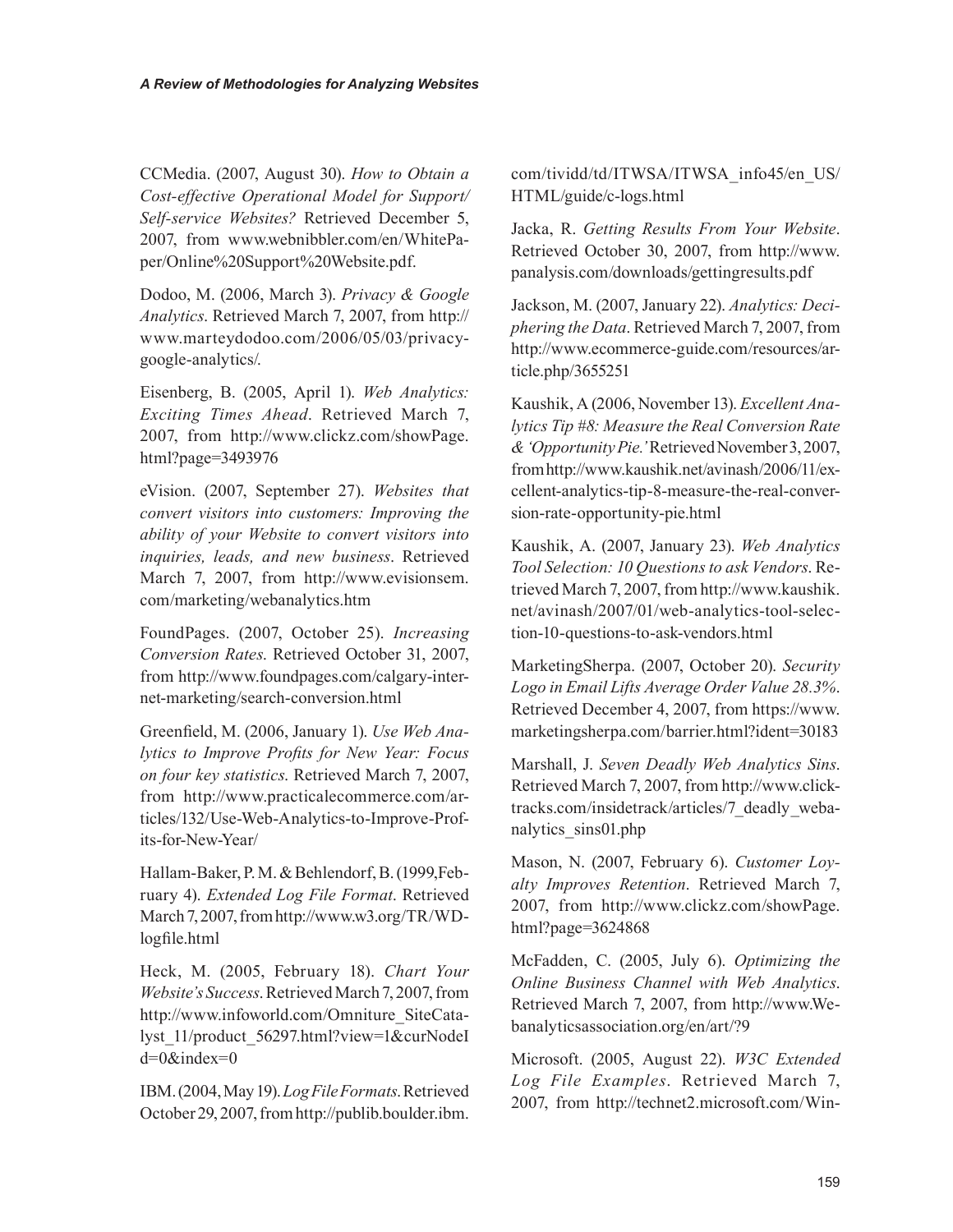CCMedia. (2007, August 30). *How to Obtain a Cost-effective Operational Model for Support/Self-service Websites?* Retrieved December 5, 2007, from www.webnibbler.com/en/WhitePaper/Online%20Support%20Website.pdf.

Dodoo, M. (2006, March 3). *Privacy & Google Analytics*. Retrieved March 7, 2007, from http://www.marteydodoo.com/2006/05/03/privacy-google-analytics/.

Eisenberg, B. (2005, April 1). *Web Analytics: Exciting Times Ahead*. Retrieved March 7, 2007, from http://www.clickz.com/showPage.html?page=3493976

eVision. (2007, September 27). *Websites that convert visitors into customers: Improving the ability of your Website to convert visitors into inquiries, leads, and new business*. Retrieved March 7, 2007, from http://www.evisionsem.com/marketing/webanalytics.htm

FoundPages. (2007, October 25). *Increasing Conversion Rates*. Retrieved October 31, 2007, from http://www.foundpages.com/calgary-internet-marketing/search-conversion.html

Greenfield, M. (2006, January 1). *Use Web Analytics to Improve Profits for New Year: Focus on four key statistics*. Retrieved March 7, 2007, from http://www.practicalecommerce.com/articles/132/Use-Web-Analytics-to-Improve-Profits-for-New-Year/

Hallam-Baker, P. M. & Behlendorf, B. (1999,February 4). *Extended Log File Format*. Retrieved March 7, 2007, from http://www.w3.org/TR/WD-logfile.html

Heck, M. (2005, February 18). *Chart Your Website's Success*. Retrieved March 7, 2007, from http://www.infoworld.com/Omniture_SiteCatalyst_11/product_56297.html?view=1&curNodeId=0&index=0

IBM. (2004, May 19). *Log File Formats*. Retrieved October 29, 2007, from http://publib.boulder.ibm.com/tividd/td/ITWSA/ITWSA_info45/en_US/HTML/guide/c-logs.html

Jacka, R. *Getting Results From Your Website*. Retrieved October 30, 2007, from http://www.panalysis.com/downloads/gettingresults.pdf

Jackson, M. (2007, January 22). *Analytics: Deciphering the Data*. Retrieved March 7, 2007, from http://www.ecommerce-guide.com/resources/article.php/3655251

Kaushik, A (2006, November 13). *Excellent Analytics Tip #8: Measure the Real Conversion Rate & 'Opportunity Pie.'* Retrieved November 3, 2007, from http://www.kaushik.net/avinash/2006/11/excellent-analytics-tip-8-measure-the-real-conversion-rate-opportunity-pie.html

Kaushik, A. (2007, January 23). *Web Analytics Tool Selection: 10 Questions to ask Vendors*. Retrieved March 7, 2007, from http://www.kaushik.net/avinash/2007/01/web-analytics-tool-selection-10-questions-to-ask-vendors.html

MarketingSherpa. (2007, October 20). *Security Logo in Email Lifts Average Order Value 28.3%*. Retrieved December 4, 2007, from https://www.marketingsherpa.com/barrier.html?ident=30183

Marshall, J. *Seven Deadly Web Analytics Sins*. Retrieved March 7, 2007, from http://www.clicktracks.com/insidetrack/articles/7_deadly_webanalytics_sins01.php

Mason, N. (2007, February 6). *Customer Loyalty Improves Retention*. Retrieved March 7, 2007, from http://www.clickz.com/showPage.html?page=3624868

McFadden, C. (2005, July 6). *Optimizing the Online Business Channel with Web Analytics*. Retrieved March 7, 2007, from http://www.Webanalyticsassociation.org/en/art/?9

Microsoft. (2005, August 22). *W3C Extended Log File Examples*. Retrieved March 7, 2007, from http://technet2.microsoft.com/Win-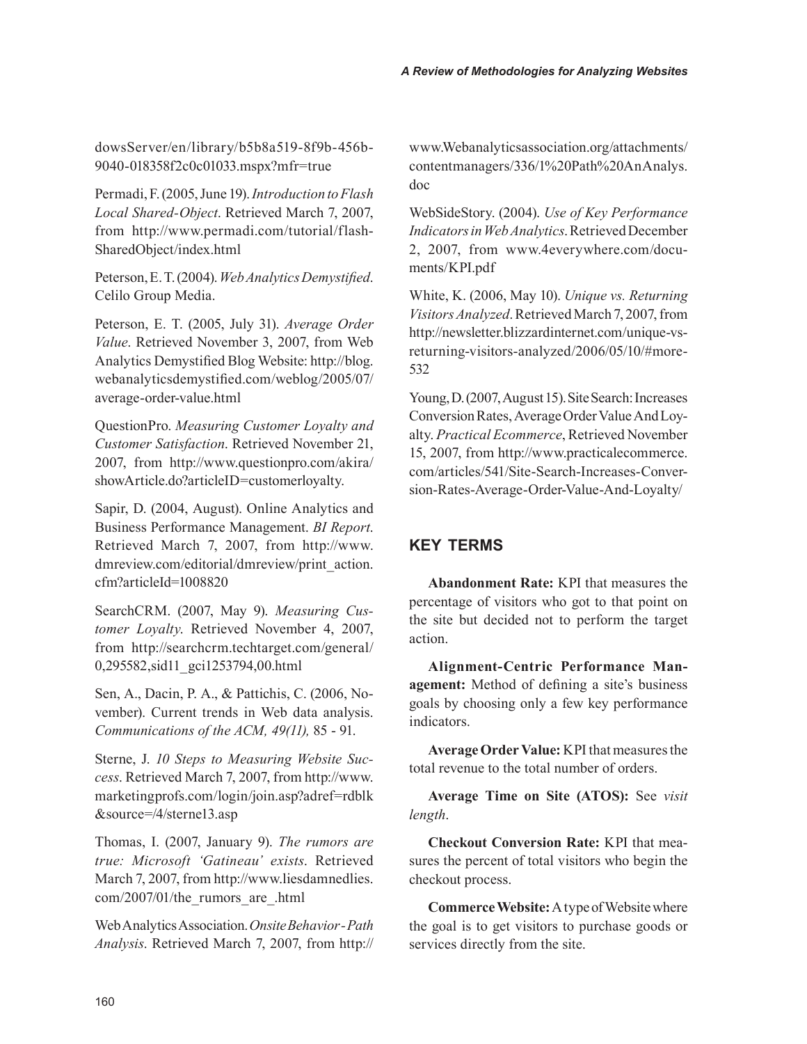dowsServer/en/library/b5b8a519-8f9b-456b-9040-018358f2c0c01033.mspx?mfr=true

Permadi, F. (2005, June 19). *Introduction to Flash Local Shared-Object*. Retrieved March 7, 2007, from http://www.permadi.com/tutorial/flash-SharedObject/index.html

Peterson, E. T. (2004). *Web Analytics Demystified*. Celilo Group Media.

Peterson, E. T. (2005, July 31). *Average Order Value*. Retrieved November 3, 2007, from Web Analytics Demystified Blog Website: http://blog.webanalyticsdemystified.com/weblog/2005/07/average-order-value.html

QuestionPro. *Measuring Customer Loyalty and Customer Satisfaction*. Retrieved November 21, 2007, from http://www.questionpro.com/akira/showArticle.do?articleID=customerloyalty.

Sapir, D. (2004, August). Online Analytics and Business Performance Management. *BI Report*. Retrieved March 7, 2007, from http://www.dmreview.com/editorial/dmreview/print_action.cfm?articleId=1008820

SearchCRM. (2007, May 9). *Measuring Customer Loyalty*. Retrieved November 4, 2007, from http://searchcrm.techtarget.com/general/0,295582,sid11_gci1253794,00.html

Sen, A., Dacin, P. A., & Pattichis, C. (2006, November). Current trends in Web data analysis. *Communications of the ACM, 49(11),* 85 - 91.

Sterne, J. *10 Steps to Measuring Website Success*. Retrieved March 7, 2007, from http://www.marketingprofs.com/login/join.asp?adref=rdblk&source=/4/sterne13.asp

Thomas, I. (2007, January 9). *The rumors are true: Microsoft 'Gatineau' exists*. Retrieved March 7, 2007, from http://www.liesdamnedlies.com/2007/01/the_rumors_are_.html

Web Analytics Association. *Onsite Behavior - Path Analysis*. Retrieved March 7, 2007, from http://www.Webanalyticsassociation.org/attachments/contentmanagers/336/1%20Path%20AnAnalys.doc

WebSideStory. (2004). *Use of Key Performance Indicators in Web Analytics*. Retrieved December 2, 2007, from www.4everywhere.com/documents/KPI.pdf

White, K. (2006, May 10). *Unique vs. Returning Visitors Analyzed*. Retrieved March 7, 2007, from http://newsletter.blizzardinternet.com/unique-vs-returning-visitors-analyzed/2006/05/10/#more-532

Young, D. (2007, August 15). Site Search: Increases Conversion Rates, Average Order Value And Loyalty. *Practical Ecommerce*, Retrieved November 15, 2007, from http://www.practicalecommerce.com/articles/541/Site-Search-Increases-Conversion-Rates-Average-Order-Value-And-Loyalty/

## KEY TERMS

**Abandonment Rate:** KPI that measures the percentage of visitors who got to that point on the site but decided not to perform the target action.

**Alignment-Centric Performance Management:** Method of defining a site's business goals by choosing only a few key performance indicators.

**Average Order Value:** KPI that measures the total revenue to the total number of orders.

**Average Time on Site (ATOS):** See *visit length*.

**Checkout Conversion Rate:** KPI that measures the percent of total visitors who begin the checkout process.

**Commerce Website:** A type of Website where the goal is to get visitors to purchase goods or services directly from the site.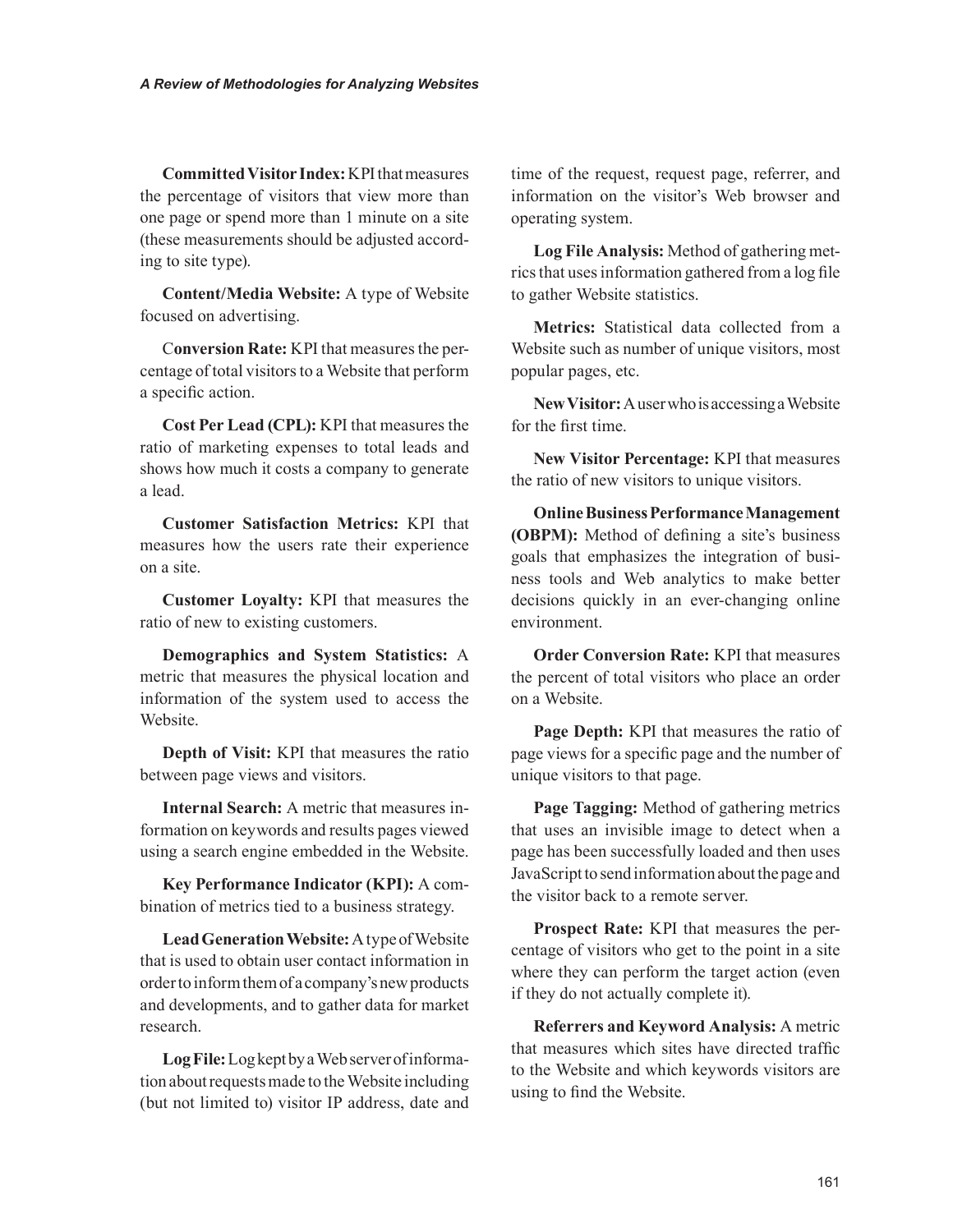**Committed Visitor Index:** KPI that measures the percentage of visitors that view more than one page or spend more than 1 minute on a site (these measurements should be adjusted according to site type).

**Content/Media Website:** A type of Website focused on advertising.

C**onversion Rate:** KPI that measures the percentage of total visitors to a Website that perform a specific action.

**Cost Per Lead (CPL):** KPI that measures the ratio of marketing expenses to total leads and shows how much it costs a company to generate a lead.

**Customer Satisfaction Metrics:** KPI that measures how the users rate their experience on a site.

**Customer Loyalty:** KPI that measures the ratio of new to existing customers.

**Demographics and System Statistics:** A metric that measures the physical location and information of the system used to access the Website.

**Depth of Visit:** KPI that measures the ratio between page views and visitors.

**Internal Search:** A metric that measures information on keywords and results pages viewed using a search engine embedded in the Website.

**Key Performance Indicator (KPI):** A combination of metrics tied to a business strategy.

**Lead Generation Website:** A type of Website that is used to obtain user contact information in order to inform them of a company's new products and developments, and to gather data for market research.

**Log File:** Log kept by a Web server of information about requests made to the Website including (but not limited to) visitor IP address, date and time of the request, request page, referrer, and information on the visitor's Web browser and operating system.

**Log File Analysis:** Method of gathering metrics that uses information gathered from a log file to gather Website statistics.

**Metrics:** Statistical data collected from a Website such as number of unique visitors, most popular pages, etc.

**New Visitor:** A user who is accessing a Website for the first time.

**New Visitor Percentage:** KPI that measures the ratio of new visitors to unique visitors.

**Online Business Performance Management (OBPM):** Method of defining a site's business goals that emphasizes the integration of business tools and Web analytics to make better decisions quickly in an ever-changing online environment.

**Order Conversion Rate:** KPI that measures the percent of total visitors who place an order on a Website.

**Page Depth:** KPI that measures the ratio of page views for a specific page and the number of unique visitors to that page.

**Page Tagging:** Method of gathering metrics that uses an invisible image to detect when a page has been successfully loaded and then uses JavaScript to send information about the page and the visitor back to a remote server.

**Prospect Rate:** KPI that measures the percentage of visitors who get to the point in a site where they can perform the target action (even if they do not actually complete it).

**Referrers and Keyword Analysis:** A metric that measures which sites have directed traffic to the Website and which keywords visitors are using to find the Website.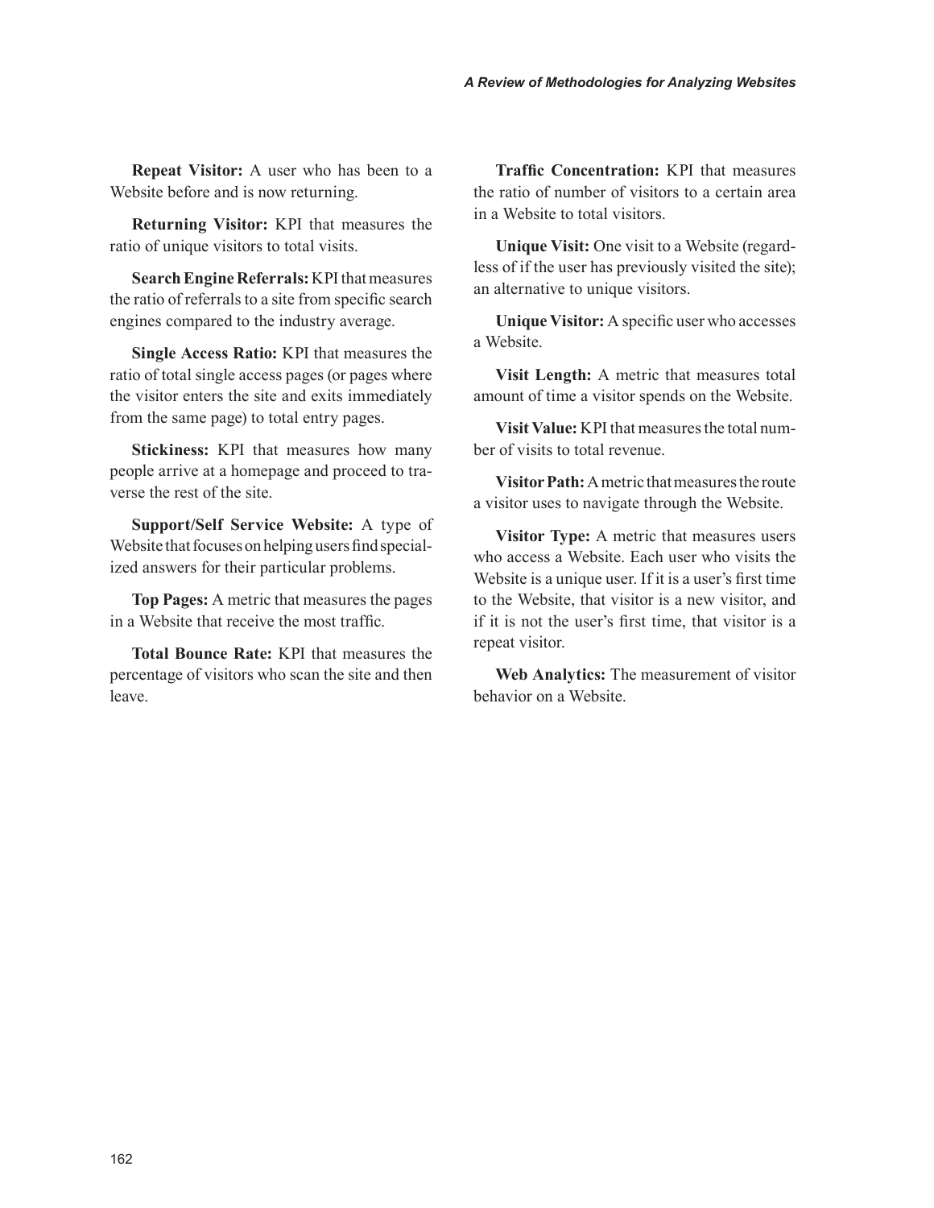**Repeat Visitor:** A user who has been to a Website before and is now returning.

**Returning Visitor:** KPI that measures the ratio of unique visitors to total visits.

**Search Engine Referrals:** KPI that measures the ratio of referrals to a site from specific search engines compared to the industry average.

**Single Access Ratio:** KPI that measures the ratio of total single access pages (or pages where the visitor enters the site and exits immediately from the same page) to total entry pages.

**Stickiness:** KPI that measures how many people arrive at a homepage and proceed to traverse the rest of the site.

**Support/Self Service Website:** A type of Website that focuses on helping users find specialized answers for their particular problems.

**Top Pages:** A metric that measures the pages in a Website that receive the most traffic.

**Total Bounce Rate:** KPI that measures the percentage of visitors who scan the site and then leave.

**Traffic Concentration:** KPI that measures the ratio of number of visitors to a certain area in a Website to total visitors.

**Unique Visit:** One visit to a Website (regardless of if the user has previously visited the site); an alternative to unique visitors.

**Unique Visitor:** A specific user who accesses a Website.

**Visit Length:** A metric that measures total amount of time a visitor spends on the Website.

**Visit Value:** KPI that measures the total number of visits to total revenue.

**Visitor Path:** A metric that measures the route a visitor uses to navigate through the Website.

**Visitor Type:** A metric that measures users who access a Website. Each user who visits the Website is a unique user. If it is a user's first time to the Website, that visitor is a new visitor, and if it is not the user's first time, that visitor is a repeat visitor.

**Web Analytics:** The measurement of visitor behavior on a Website.